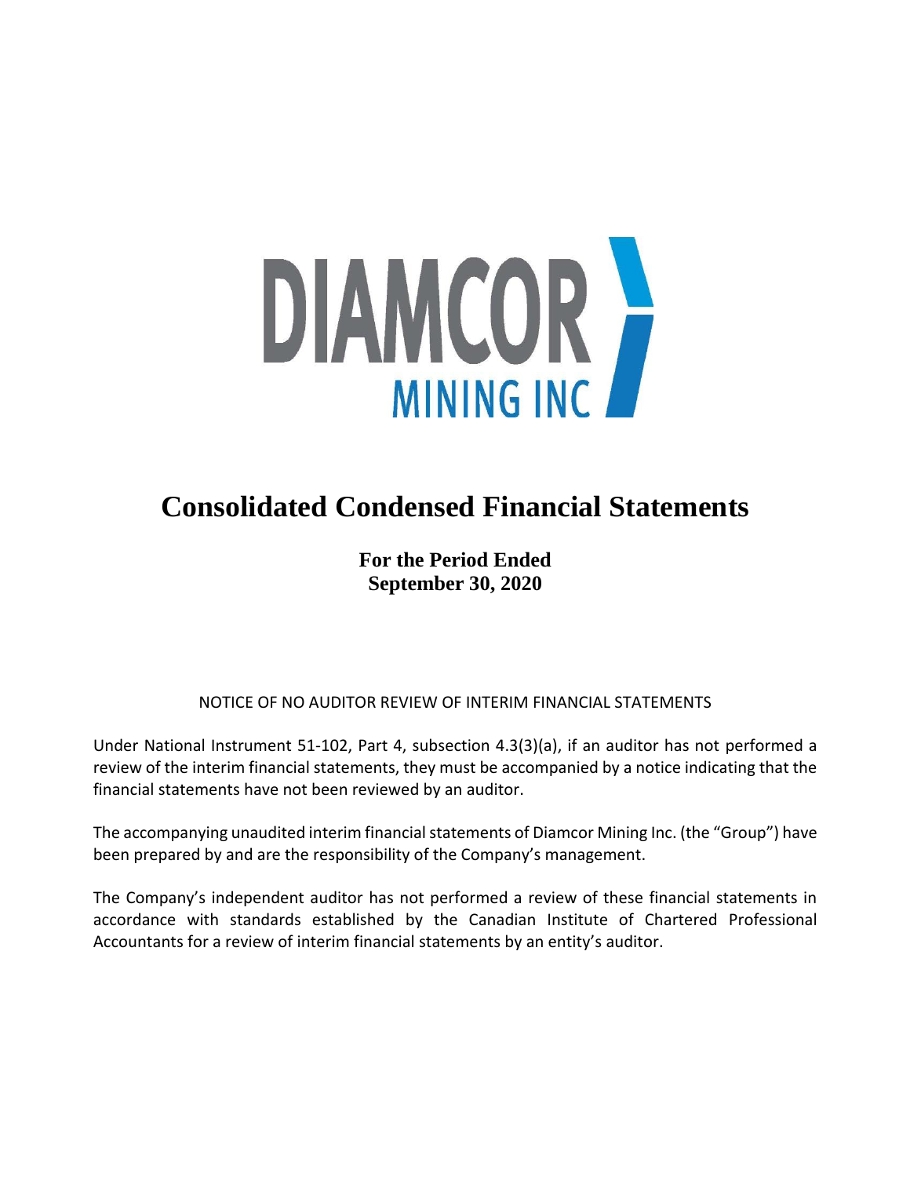DIAMCOR MINING INC

# Consolidated Condensed Financial Statements

**For the Period Ended**
**September 30, 2020**

NOTICE OF NO AUDITOR REVIEW OF INTERIM FINANCIAL STATEMENTS

Under National Instrument 51-102, Part 4, subsection 4.3(3)(a), if an auditor has not performed a review of the interim financial statements, they must be accompanied by a notice indicating that the financial statements have not been reviewed by an auditor.

The accompanying unaudited interim financial statements of Diamcor Mining Inc. (the "Group") have been prepared by and are the responsibility of the Company's management.

The Company's independent auditor has not performed a review of these financial statements in accordance with standards established by the Canadian Institute of Chartered Professional Accountants for a review of interim financial statements by an entity's auditor.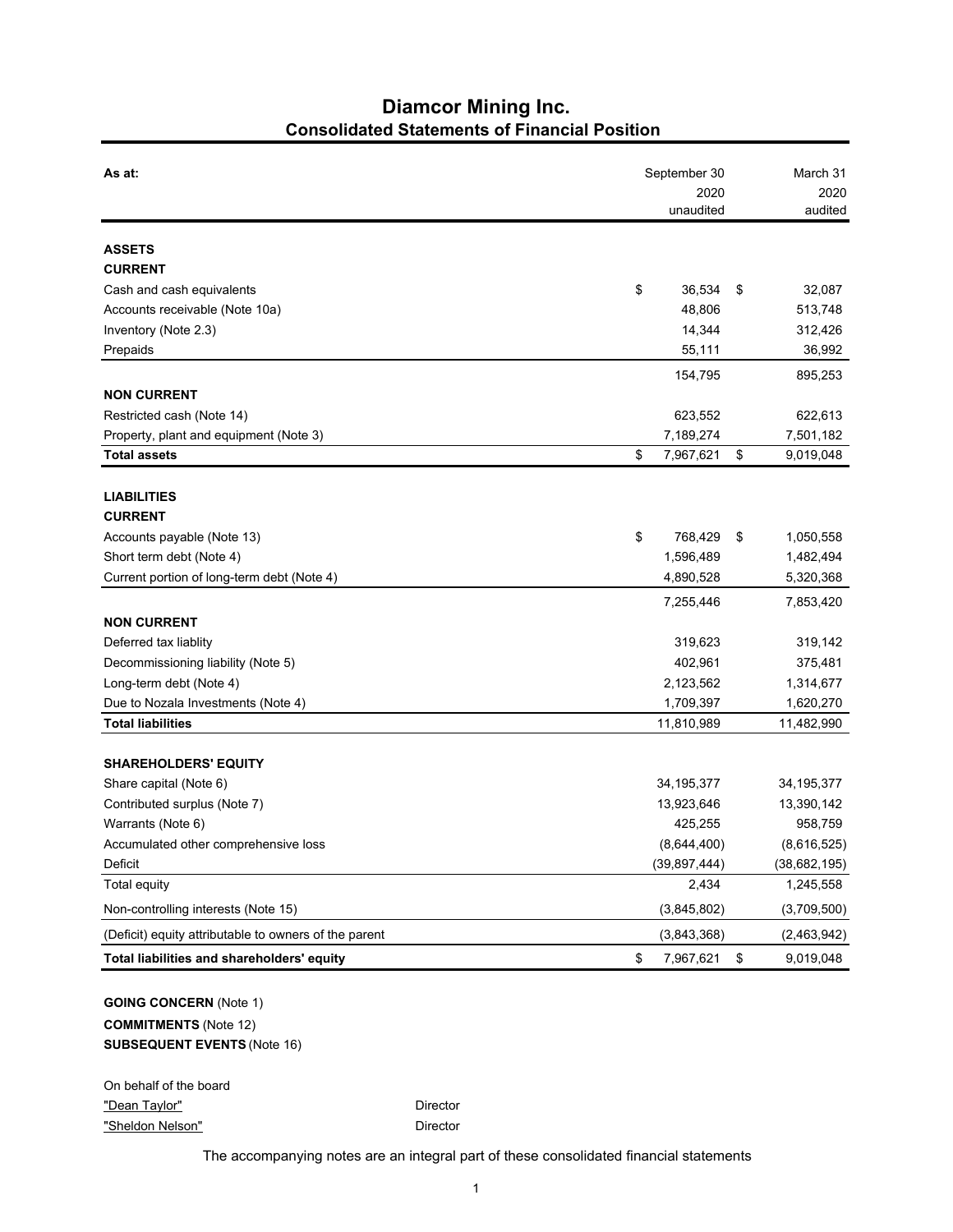# Diamcor Mining Inc.

## Consolidated Statements of Financial Position

| As at: | September 30 2020 unaudited | March 31 2020 audited |
|---|---|---|
| **ASSETS** | | |
| **CURRENT** | | |
| Cash and cash equivalents | $ 36,534 | $ 32,087 |
| Accounts receivable (Note 10a) | 48,806 | 513,748 |
| Inventory (Note 2.3) | 14,344 | 312,426 |
| Prepaids | 55,111 | 36,992 |
| | 154,795 | 895,253 |
| **NON CURRENT** | | |
| Restricted cash (Note 14) | 623,552 | 622,613 |
| Property, plant and equipment (Note 3) | 7,189,274 | 7,501,182 |
| **Total assets** | $ 7,967,621 | $ 9,019,048 |
| **LIABILITIES** | | |
| **CURRENT** | | |
| Accounts payable (Note 13) | $ 768,429 | $ 1,050,558 |
| Short term debt (Note 4) | 1,596,489 | 1,482,494 |
| Current portion of long-term debt (Note 4) | 4,890,528 | 5,320,368 |
| | 7,255,446 | 7,853,420 |
| **NON CURRENT** | | |
| Deferred tax liablity | 319,623 | 319,142 |
| Decommissioning liability (Note 5) | 402,961 | 375,481 |
| Long-term debt (Note 4) | 2,123,562 | 1,314,677 |
| Due to Nozala Investments (Note 4) | 1,709,397 | 1,620,270 |
| **Total liabilities** | 11,810,989 | 11,482,990 |
| **SHAREHOLDERS' EQUITY** | | |
| Share capital (Note 6) | 34,195,377 | 34,195,377 |
| Contributed surplus (Note 7) | 13,923,646 | 13,390,142 |
| Warrants (Note 6) | 425,255 | 958,759 |
| Accumulated other comprehensive loss | (8,644,400) | (8,616,525) |
| Deficit | (39,897,444) | (38,682,195) |
| Total equity | 2,434 | 1,245,558 |
| Non-controlling interests (Note 15) | (3,845,802) | (3,709,500) |
| (Deficit) equity attributable to owners of the parent | (3,843,368) | (2,463,942) |
| **Total liabilities and shareholders' equity** | $ 7,967,621 | $ 9,019,048 |

**GOING CONCERN** (Note 1)
**COMMITMENTS** (Note 12)
**SUBSEQUENT EVENTS** (Note 16)

On behalf of the board

"Dean Taylor" Director

"Sheldon Nelson" Director

The accompanying notes are an integral part of these consolidated financial statements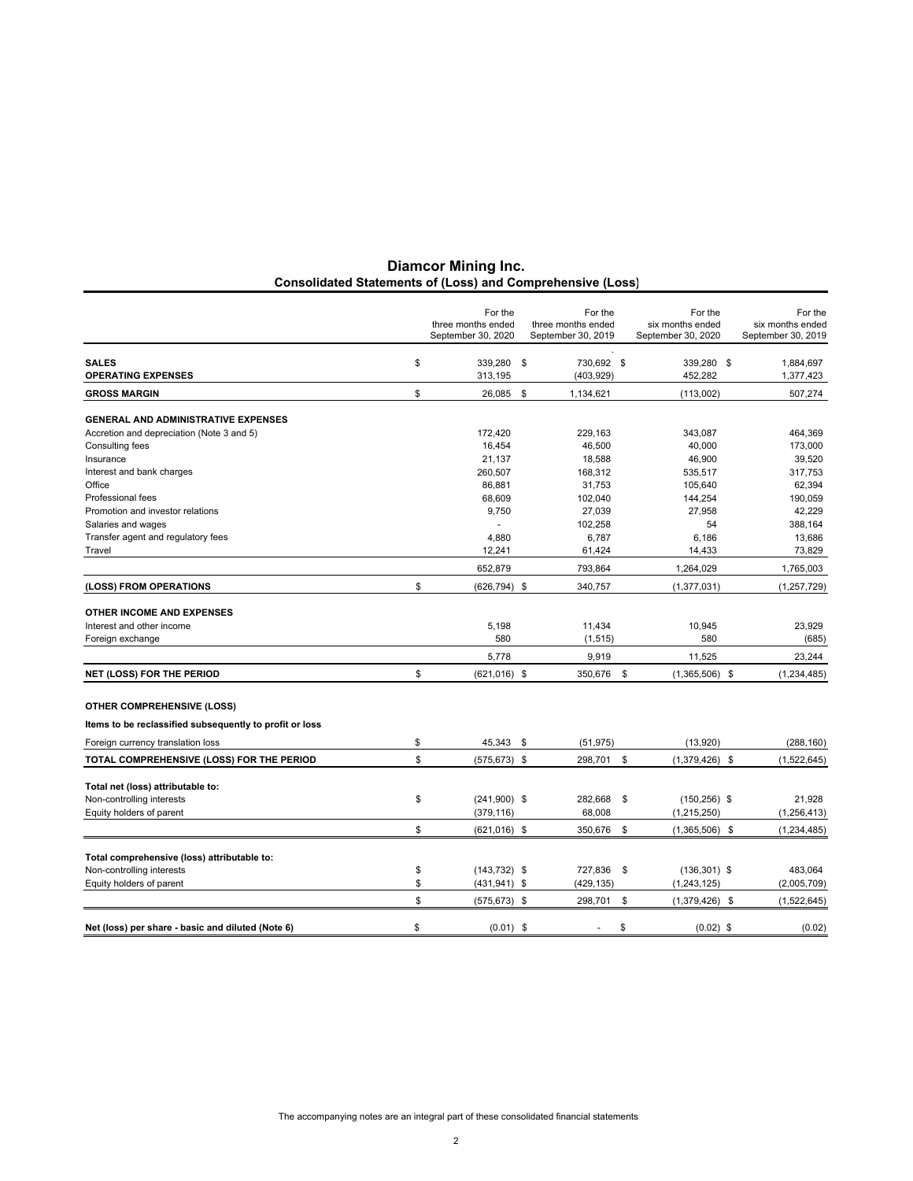# Diamcor Mining Inc.

## Consolidated Statements of (Loss) and Comprehensive (Loss)

| | For the three months ended September 30, 2020 | For the three months ended September 30, 2019 | For the six months ended September 30, 2020 | For the six months ended September 30, 2019 |
|---|---|---|---|---|
| **SALES** | $ 339,280 | $ 730,692 | $ 339,280 | $ 1,884,697 |
| **OPERATING EXPENSES** | 313,195 | (403,929) | 452,282 | 1,377,423 |
| **GROSS MARGIN** | $ 26,085 | $ 1,134,621 | (113,002) | 507,274 |
| **GENERAL AND ADMINISTRATIVE EXPENSES** | | | | |
| Accretion and depreciation (Note 3 and 5) | 172,420 | 229,163 | 343,087 | 464,369 |
| Consulting fees | 16,454 | 46,500 | 40,000 | 173,000 |
| Insurance | 21,137 | 18,588 | 46,900 | 39,520 |
| Interest and bank charges | 260,507 | 168,312 | 535,517 | 317,753 |
| Office | 86,881 | 31,753 | 105,640 | 62,394 |
| Professional fees | 68,609 | 102,040 | 144,254 | 190,059 |
| Promotion and investor relations | 9,750 | 27,039 | 27,958 | 42,229 |
| Salaries and wages | - | 102,258 | 54 | 388,164 |
| Transfer agent and regulatory fees | 4,880 | 6,787 | 6,186 | 13,686 |
| Travel | 12,241 | 61,424 | 14,433 | 73,829 |
| | 652,879 | 793,864 | 1,264,029 | 1,765,003 |
| **(LOSS) FROM OPERATIONS** | $ (626,794) | $ 340,757 | (1,377,031) | (1,257,729) |
| **OTHER INCOME AND EXPENSES** | | | | |
| Interest and other income | 5,198 | 11,434 | 10,945 | 23,929 |
| Foreign exchange | 580 | (1,515) | 580 | (685) |
| | 5,778 | 9,919 | 11,525 | 23,244 |
| **NET (LOSS) FOR THE PERIOD** | $ (621,016) | $ 350,676 | $ (1,365,506) | $ (1,234,485) |
| **OTHER COMPREHENSIVE (LOSS)** | | | | |
| **Items to be reclassified subsequently to profit or loss** | | | | |
| Foreign currency translation loss | $ 45,343 | $ (51,975) | (13,920) | (288,160) |
| **TOTAL COMPREHENSIVE (LOSS) FOR THE PERIOD** | $ (575,673) | $ 298,701 | $ (1,379,426) | $ (1,522,645) |
| **Total net (loss) attributable to:** | | | | |
| Non-controlling interests | $ (241,900) | $ 282,668 | $ (150,256) | $ 21,928 |
| Equity holders of parent | (379,116) | 68,008 | (1,215,250) | (1,256,413) |
| | $ (621,016) | $ 350,676 | $ (1,365,506) | $ (1,234,485) |
| **Total comprehensive (loss) attributable to:** | | | | |
| Non-controlling interests | $ (143,732) | $ 727,836 | $ (136,301) | $ 483,064 |
| Equity holders of parent | $ (431,941) | $ (429,135) | (1,243,125) | (2,005,709) |
| | $ (575,673) | $ 298,701 | $ (1,379,426) | $ (1,522,645) |
| **Net (loss) per share - basic and diluted (Note 6)** | $ (0.01) | $ - | $ (0.02) | $ (0.02) |

The accompanying notes are an integral part of these consolidated financial statements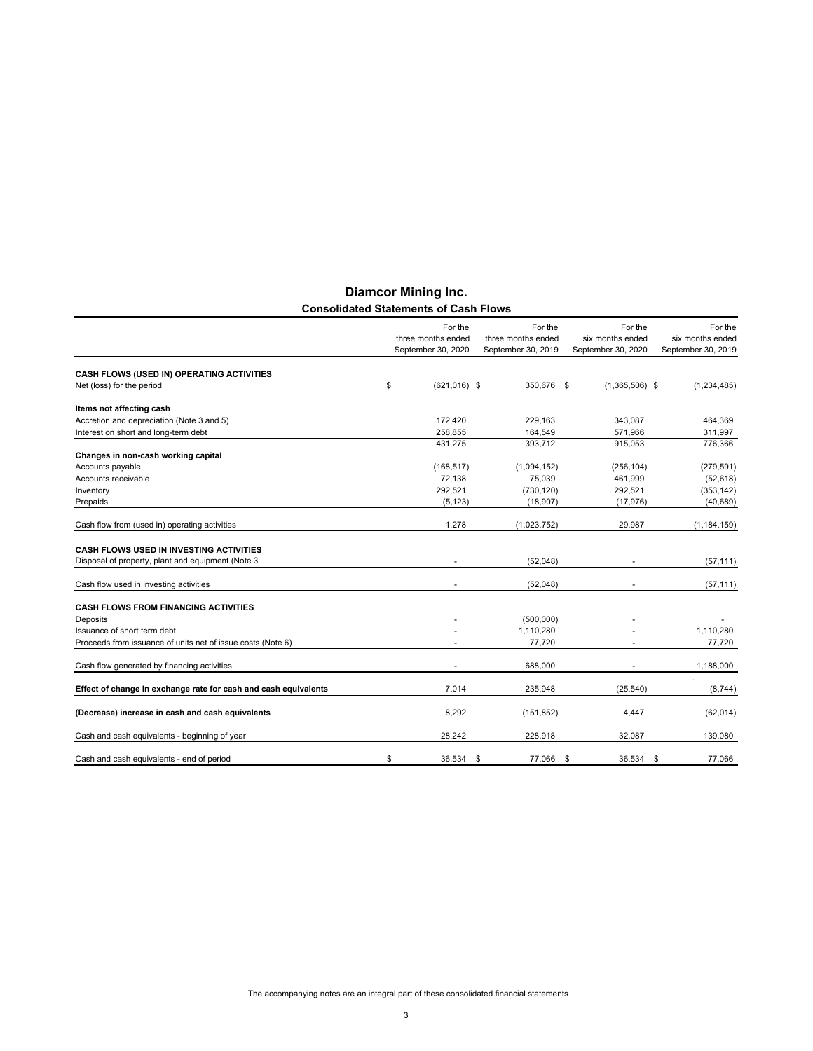# Diamcor Mining Inc.

## Consolidated Statements of Cash Flows

| | For the three months ended September 30, 2020 | For the three months ended September 30, 2019 | For the six months ended September 30, 2020 | For the six months ended September 30, 2019 |
|---|---|---|---|---|
| **CASH FLOWS (USED IN) OPERATING ACTIVITIES** | | | | |
| Net (loss) for the period | $ (621,016) | $ 350,676 | $ (1,365,506) | $ (1,234,485) |
| **Items not affecting cash** | | | | |
| Accretion and depreciation (Note 3 and 5) | 172,420 | 229,163 | 343,087 | 464,369 |
| Interest on short and long-term debt | 258,855 | 164,549 | 571,966 | 311,997 |
| | 431,275 | 393,712 | 915,053 | 776,366 |
| **Changes in non-cash working capital** | | | | |
| Accounts payable | (168,517) | (1,094,152) | (256,104) | (279,591) |
| Accounts receivable | 72,138 | 75,039 | 461,999 | (52,618) |
| Inventory | 292,521 | (730,120) | 292,521 | (353,142) |
| Prepaids | (5,123) | (18,907) | (17,976) | (40,689) |
| Cash flow from (used in) operating activities | 1,278 | (1,023,752) | 29,987 | (1,184,159) |
| **CASH FLOWS USED IN INVESTING ACTIVITIES** | | | | |
| Disposal of property, plant and equipment (Note 3 | - | (52,048) | - | (57,111) |
| Cash flow used in investing activities | - | (52,048) | - | (57,111) |
| **CASH FLOWS FROM FINANCING ACTIVITIES** | | | | |
| Deposits | - | (500,000) | - | - |
| Issuance of short term debt | - | 1,110,280 | - | 1,110,280 |
| Proceeds from issuance of units net of issue costs (Note 6) | - | 77,720 | - | 77,720 |
| Cash flow generated by financing activities | - | 688,000 | - | 1,188,000 |
| **Effect of change in exchange rate for cash and cash equivalents** | 7,014 | 235,948 | (25,540) | (8,744) |
| **(Decrease) increase in cash and cash equivalents** | 8,292 | (151,852) | 4,447 | (62,014) |
| Cash and cash equivalents - beginning of year | 28,242 | 228,918 | 32,087 | 139,080 |
| Cash and cash equivalents - end of period | $ 36,534 | $ 77,066 | $ 36,534 | $ 77,066 |

The accompanying notes are an integral part of these consolidated financial statements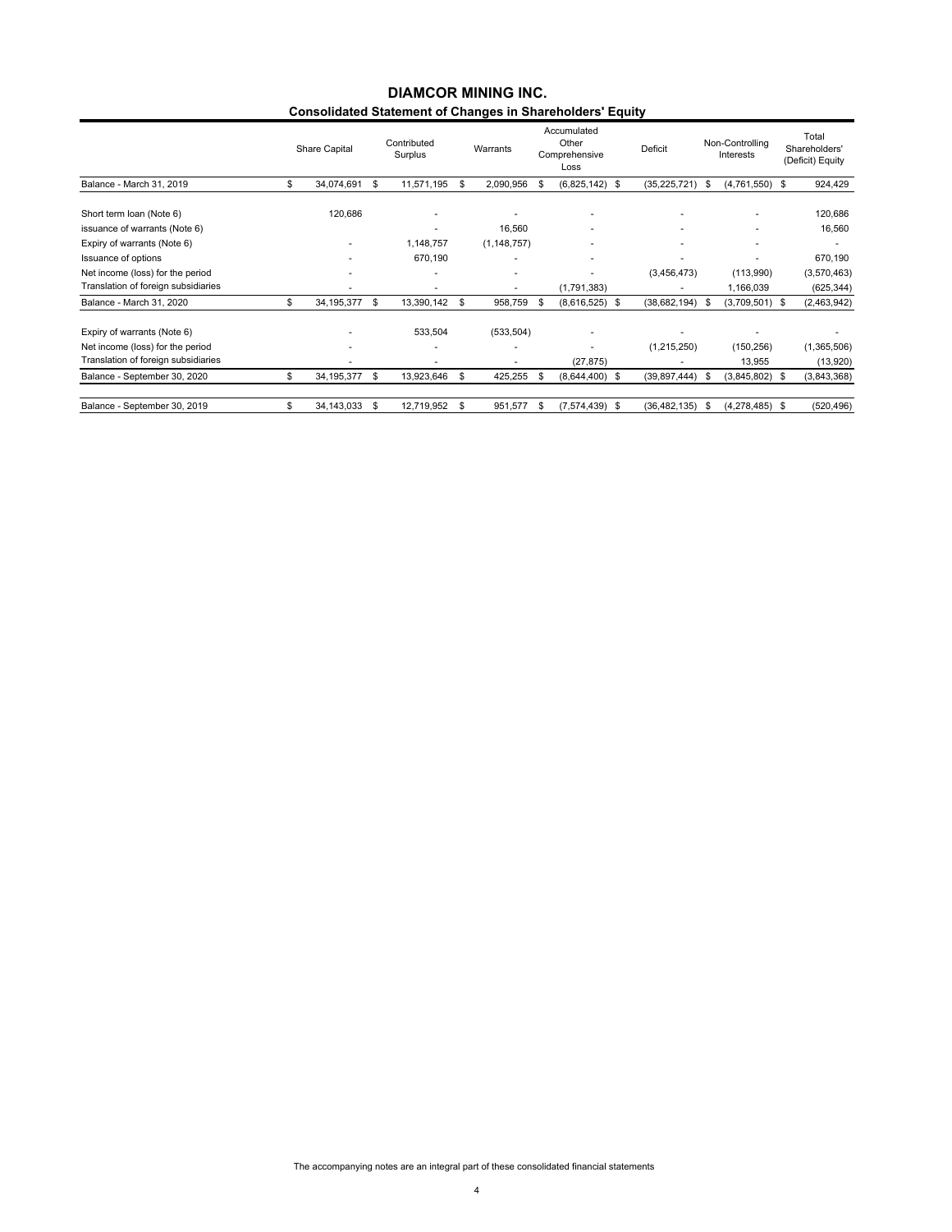# DIAMCOR MINING INC.

## Consolidated Statement of Changes in Shareholders' Equity

| | Share Capital | Contributed Surplus | Warrants | Accumulated Other Comprehensive Loss | Deficit | Non-Controlling Interests | Total Shareholders' (Deficit) Equity |
|---|---|---|---|---|---|---|---|
| Balance - March 31, 2019 | $ 34,074,691 | $ 11,571,195 | $ 2,090,956 | $ (6,825,142) | $ (35,225,721) | $ (4,761,550) | $ 924,429 |
| Short term loan (Note 6) | 120,686 | - | - | - | - | - | 120,686 |
| issuance of warrants (Note 6) | | - | 16,560 | - | - | - | 16,560 |
| Expiry of warrants (Note 6) | - | 1,148,757 | (1,148,757) | - | - | - | - |
| Issuance of options | - | 670,190 | - | - | - | - | 670,190 |
| Net income (loss) for the period | - | - | - | - | (3,456,473) | (113,990) | (3,570,463) |
| Translation of foreign subsidiaries | - | - | - | (1,791,383) | - | 1,166,039 | (625,344) |
| Balance - March 31, 2020 | $ 34,195,377 | $ 13,390,142 | $ 958,759 | $ (8,616,525) | $ (38,682,194) | $ (3,709,501) | $ (2,463,942) |
| Expiry of warrants (Note 6) | - | 533,504 | (533,504) | - | - | - | - |
| Net income (loss) for the period | - | - | - | - | (1,215,250) | (150,256) | (1,365,506) |
| Translation of foreign subsidiaries | - | - | - | (27,875) | - | 13,955 | (13,920) |
| Balance - September 30, 2020 | $ 34,195,377 | $ 13,923,646 | $ 425,255 | $ (8,644,400) | $ (39,897,444) | $ (3,845,802) | $ (3,843,368) |
| Balance - September 30, 2019 | $ 34,143,033 | $ 12,719,952 | $ 951,577 | $ (7,574,439) | $ (36,482,135) | $ (4,278,485) | $ (520,496) |

The accompanying notes are an integral part of these consolidated financial statements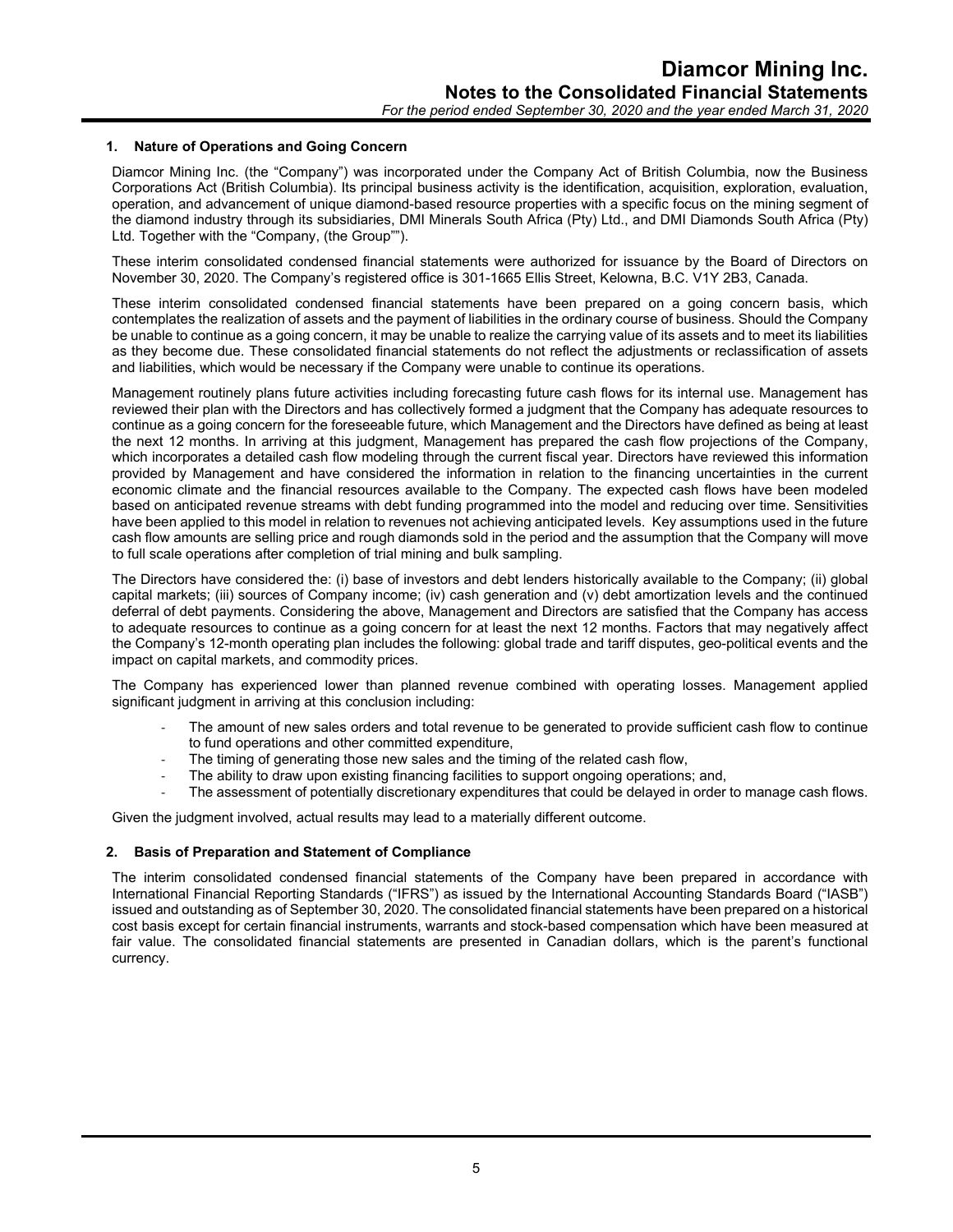## 1. Nature of Operations and Going Concern

Diamcor Mining Inc. (the "Company") was incorporated under the Company Act of British Columbia, now the Business Corporations Act (British Columbia). Its principal business activity is the identification, acquisition, exploration, evaluation, operation, and advancement of unique diamond-based resource properties with a specific focus on the mining segment of the diamond industry through its subsidiaries, DMI Minerals South Africa (Pty) Ltd., and DMI Diamonds South Africa (Pty) Ltd. Together with the "Company, (the Group"").

These interim consolidated condensed financial statements were authorized for issuance by the Board of Directors on November 30, 2020. The Company's registered office is 301-1665 Ellis Street, Kelowna, B.C. V1Y 2B3, Canada.

These interim consolidated condensed financial statements have been prepared on a going concern basis, which contemplates the realization of assets and the payment of liabilities in the ordinary course of business. Should the Company be unable to continue as a going concern, it may be unable to realize the carrying value of its assets and to meet its liabilities as they become due. These consolidated financial statements do not reflect the adjustments or reclassification of assets and liabilities, which would be necessary if the Company were unable to continue its operations.

Management routinely plans future activities including forecasting future cash flows for its internal use. Management has reviewed their plan with the Directors and has collectively formed a judgment that the Company has adequate resources to continue as a going concern for the foreseeable future, which Management and the Directors have defined as being at least the next 12 months. In arriving at this judgment, Management has prepared the cash flow projections of the Company, which incorporates a detailed cash flow modeling through the current fiscal year. Directors have reviewed this information provided by Management and have considered the information in relation to the financing uncertainties in the current economic climate and the financial resources available to the Company. The expected cash flows have been modeled based on anticipated revenue streams with debt funding programmed into the model and reducing over time. Sensitivities have been applied to this model in relation to revenues not achieving anticipated levels. Key assumptions used in the future cash flow amounts are selling price and rough diamonds sold in the period and the assumption that the Company will move to full scale operations after completion of trial mining and bulk sampling.

The Directors have considered the: (i) base of investors and debt lenders historically available to the Company; (ii) global capital markets; (iii) sources of Company income; (iv) cash generation and (v) debt amortization levels and the continued deferral of debt payments. Considering the above, Management and Directors are satisfied that the Company has access to adequate resources to continue as a going concern for at least the next 12 months. Factors that may negatively affect the Company's 12-month operating plan includes the following: global trade and tariff disputes, geo-political events and the impact on capital markets, and commodity prices.

The Company has experienced lower than planned revenue combined with operating losses. Management applied significant judgment in arriving at this conclusion including:

- The amount of new sales orders and total revenue to be generated to provide sufficient cash flow to continue to fund operations and other committed expenditure,
- The timing of generating those new sales and the timing of the related cash flow,
- The ability to draw upon existing financing facilities to support ongoing operations; and,
- The assessment of potentially discretionary expenditures that could be delayed in order to manage cash flows.

Given the judgment involved, actual results may lead to a materially different outcome.

## 2. Basis of Preparation and Statement of Compliance

The interim consolidated condensed financial statements of the Company have been prepared in accordance with International Financial Reporting Standards ("IFRS") as issued by the International Accounting Standards Board ("IASB") issued and outstanding as of September 30, 2020. The consolidated financial statements have been prepared on a historical cost basis except for certain financial instruments, warrants and stock-based compensation which have been measured at fair value. The consolidated financial statements are presented in Canadian dollars, which is the parent's functional currency.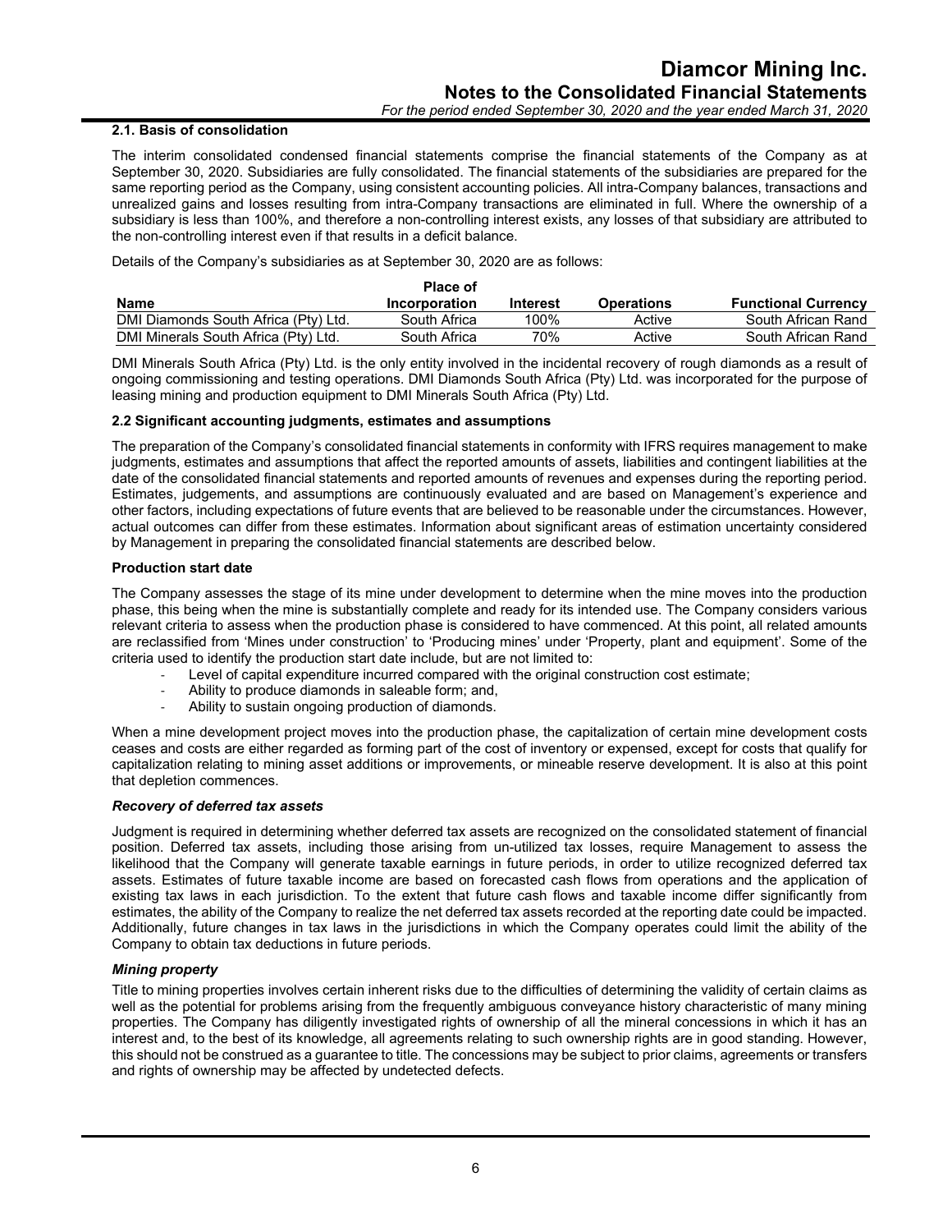### 2.1. Basis of consolidation

The interim consolidated condensed financial statements comprise the financial statements of the Company as at September 30, 2020. Subsidiaries are fully consolidated. The financial statements of the subsidiaries are prepared for the same reporting period as the Company, using consistent accounting policies. All intra-Company balances, transactions and unrealized gains and losses resulting from intra-Company transactions are eliminated in full. Where the ownership of a subsidiary is less than 100%, and therefore a non-controlling interest exists, any losses of that subsidiary are attributed to the non-controlling interest even if that results in a deficit balance.

Details of the Company's subsidiaries as at September 30, 2020 are as follows:

| Name | Place of Incorporation | Interest | Operations | Functional Currency |
|---|---|---|---|---|
| DMI Diamonds South Africa (Pty) Ltd. | South Africa | 100% | Active | South African Rand |
| DMI Minerals South Africa (Pty) Ltd. | South Africa | 70% | Active | South African Rand |

DMI Minerals South Africa (Pty) Ltd. is the only entity involved in the incidental recovery of rough diamonds as a result of ongoing commissioning and testing operations. DMI Diamonds South Africa (Pty) Ltd. was incorporated for the purpose of leasing mining and production equipment to DMI Minerals South Africa (Pty) Ltd.

### 2.2 Significant accounting judgments, estimates and assumptions

The preparation of the Company's consolidated financial statements in conformity with IFRS requires management to make judgments, estimates and assumptions that affect the reported amounts of assets, liabilities and contingent liabilities at the date of the consolidated financial statements and reported amounts of revenues and expenses during the reporting period. Estimates, judgements, and assumptions are continuously evaluated and are based on Management's experience and other factors, including expectations of future events that are believed to be reasonable under the circumstances. However, actual outcomes can differ from these estimates. Information about significant areas of estimation uncertainty considered by Management in preparing the consolidated financial statements are described below.

**Production start date**

The Company assesses the stage of its mine under development to determine when the mine moves into the production phase, this being when the mine is substantially complete and ready for its intended use. The Company considers various relevant criteria to assess when the production phase is considered to have commenced. At this point, all related amounts are reclassified from 'Mines under construction' to 'Producing mines' under 'Property, plant and equipment'. Some of the criteria used to identify the production start date include, but are not limited to:

- Level of capital expenditure incurred compared with the original construction cost estimate;
- Ability to produce diamonds in saleable form; and,
- Ability to sustain ongoing production of diamonds.

When a mine development project moves into the production phase, the capitalization of certain mine development costs ceases and costs are either regarded as forming part of the cost of inventory or expensed, except for costs that qualify for capitalization relating to mining asset additions or improvements, or mineable reserve development. It is also at this point that depletion commences.

***Recovery of deferred tax assets***

Judgment is required in determining whether deferred tax assets are recognized on the consolidated statement of financial position. Deferred tax assets, including those arising from un-utilized tax losses, require Management to assess the likelihood that the Company will generate taxable earnings in future periods, in order to utilize recognized deferred tax assets. Estimates of future taxable income are based on forecasted cash flows from operations and the application of existing tax laws in each jurisdiction. To the extent that future cash flows and taxable income differ significantly from estimates, the ability of the Company to realize the net deferred tax assets recorded at the reporting date could be impacted. Additionally, future changes in tax laws in the jurisdictions in which the Company operates could limit the ability of the Company to obtain tax deductions in future periods.

***Mining property***

Title to mining properties involves certain inherent risks due to the difficulties of determining the validity of certain claims as well as the potential for problems arising from the frequently ambiguous conveyance history characteristic of many mining properties. The Company has diligently investigated rights of ownership of all the mineral concessions in which it has an interest and, to the best of its knowledge, all agreements relating to such ownership rights are in good standing. However, this should not be construed as a guarantee to title. The concessions may be subject to prior claims, agreements or transfers and rights of ownership may be affected by undetected defects.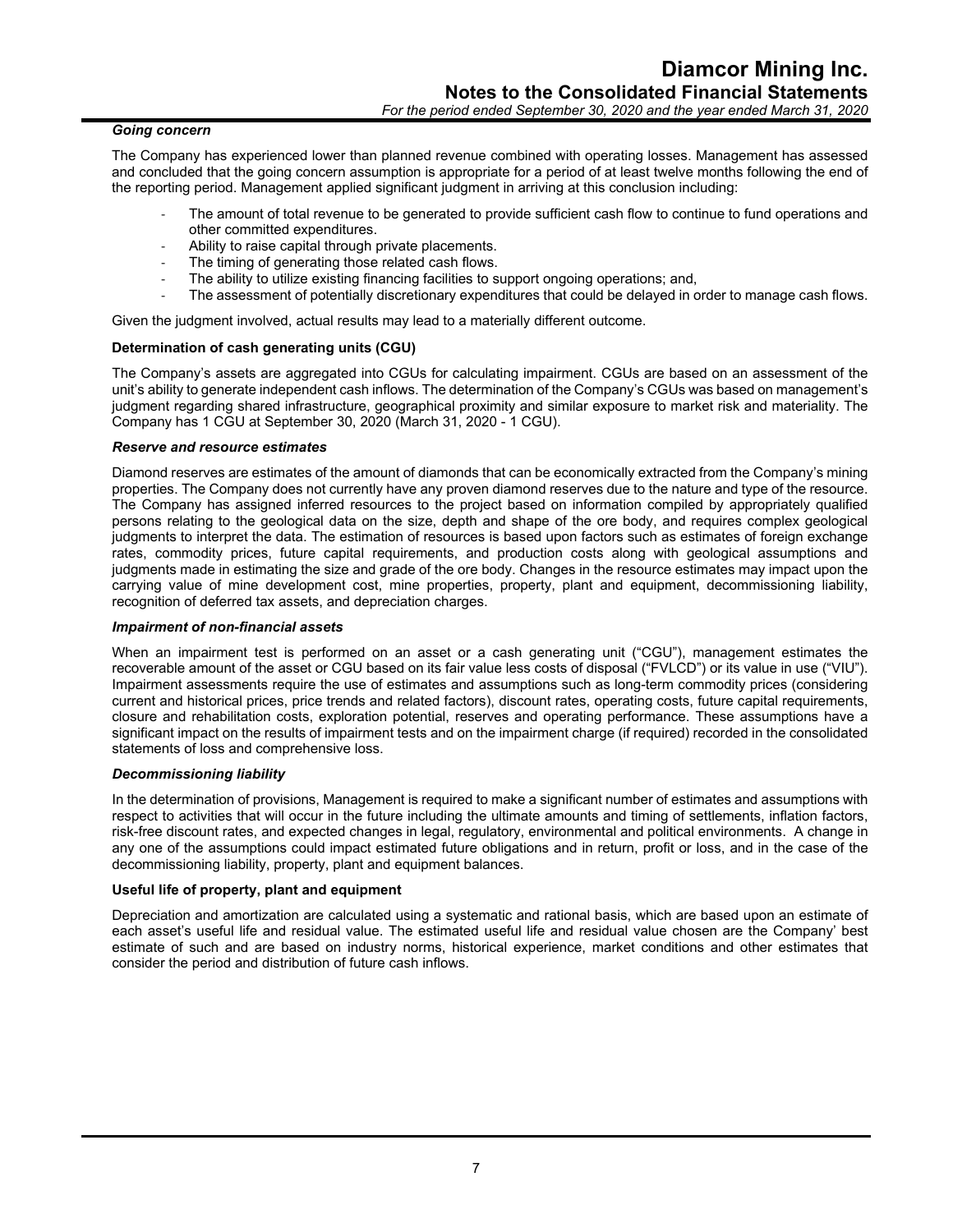***Going concern***

The Company has experienced lower than planned revenue combined with operating losses. Management has assessed and concluded that the going concern assumption is appropriate for a period of at least twelve months following the end of the reporting period. Management applied significant judgment in arriving at this conclusion including:

- The amount of total revenue to be generated to provide sufficient cash flow to continue to fund operations and other committed expenditures.
- Ability to raise capital through private placements.
- The timing of generating those related cash flows.
- The ability to utilize existing financing facilities to support ongoing operations; and,
- The assessment of potentially discretionary expenditures that could be delayed in order to manage cash flows.

Given the judgment involved, actual results may lead to a materially different outcome.

**Determination of cash generating units (CGU)**

The Company's assets are aggregated into CGUs for calculating impairment. CGUs are based on an assessment of the unit's ability to generate independent cash inflows. The determination of the Company's CGUs was based on management's judgment regarding shared infrastructure, geographical proximity and similar exposure to market risk and materiality. The Company has 1 CGU at September 30, 2020 (March 31, 2020 - 1 CGU).

***Reserve and resource estimates***

Diamond reserves are estimates of the amount of diamonds that can be economically extracted from the Company's mining properties. The Company does not currently have any proven diamond reserves due to the nature and type of the resource. The Company has assigned inferred resources to the project based on information compiled by appropriately qualified persons relating to the geological data on the size, depth and shape of the ore body, and requires complex geological judgments to interpret the data. The estimation of resources is based upon factors such as estimates of foreign exchange rates, commodity prices, future capital requirements, and production costs along with geological assumptions and judgments made in estimating the size and grade of the ore body. Changes in the resource estimates may impact upon the carrying value of mine development cost, mine properties, property, plant and equipment, decommissioning liability, recognition of deferred tax assets, and depreciation charges.

***Impairment of non-financial assets***

When an impairment test is performed on an asset or a cash generating unit ("CGU"), management estimates the recoverable amount of the asset or CGU based on its fair value less costs of disposal ("FVLCD") or its value in use ("VIU"). Impairment assessments require the use of estimates and assumptions such as long-term commodity prices (considering current and historical prices, price trends and related factors), discount rates, operating costs, future capital requirements, closure and rehabilitation costs, exploration potential, reserves and operating performance. These assumptions have a significant impact on the results of impairment tests and on the impairment charge (if required) recorded in the consolidated statements of loss and comprehensive loss.

***Decommissioning liability***

In the determination of provisions, Management is required to make a significant number of estimates and assumptions with respect to activities that will occur in the future including the ultimate amounts and timing of settlements, inflation factors, risk-free discount rates, and expected changes in legal, regulatory, environmental and political environments. A change in any one of the assumptions could impact estimated future obligations and in return, profit or loss, and in the case of the decommissioning liability, property, plant and equipment balances.

**Useful life of property, plant and equipment**

Depreciation and amortization are calculated using a systematic and rational basis, which are based upon an estimate of each asset's useful life and residual value. The estimated useful life and residual value chosen are the Company' best estimate of such and are based on industry norms, historical experience, market conditions and other estimates that consider the period and distribution of future cash inflows.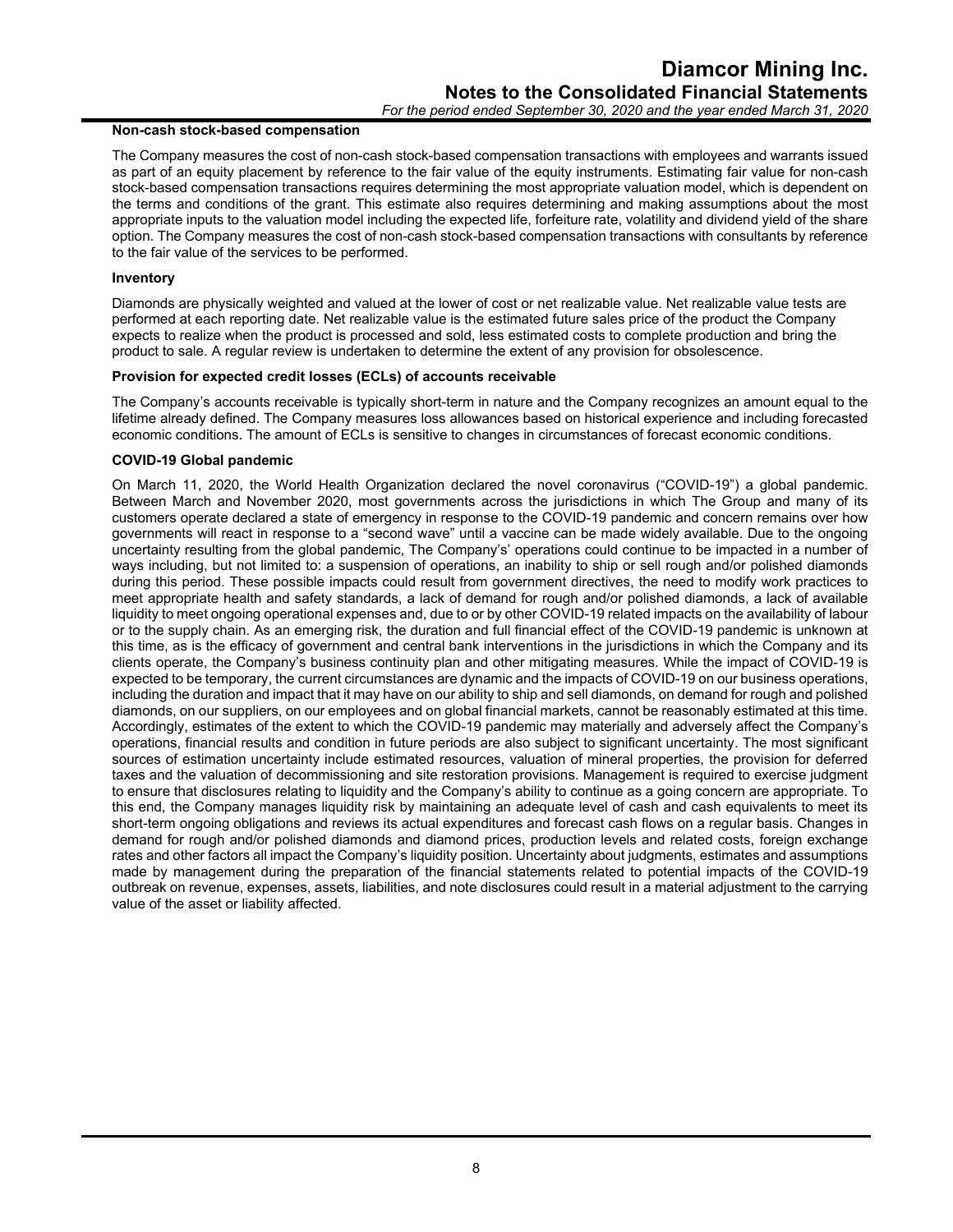#### Non-cash stock-based compensation

The Company measures the cost of non-cash stock-based compensation transactions with employees and warrants issued as part of an equity placement by reference to the fair value of the equity instruments. Estimating fair value for non-cash stock-based compensation transactions requires determining the most appropriate valuation model, which is dependent on the terms and conditions of the grant. This estimate also requires determining and making assumptions about the most appropriate inputs to the valuation model including the expected life, forfeiture rate, volatility and dividend yield of the share option. The Company measures the cost of non-cash stock-based compensation transactions with consultants by reference to the fair value of the services to be performed.

#### Inventory

Diamonds are physically weighted and valued at the lower of cost or net realizable value. Net realizable value tests are performed at each reporting date. Net realizable value is the estimated future sales price of the product the Company expects to realize when the product is processed and sold, less estimated costs to complete production and bring the product to sale. A regular review is undertaken to determine the extent of any provision for obsolescence.

#### Provision for expected credit losses (ECLs) of accounts receivable

The Company's accounts receivable is typically short-term in nature and the Company recognizes an amount equal to the lifetime already defined. The Company measures loss allowances based on historical experience and including forecasted economic conditions. The amount of ECLs is sensitive to changes in circumstances of forecast economic conditions.

#### COVID-19 Global pandemic

On March 11, 2020, the World Health Organization declared the novel coronavirus ("COVID-19") a global pandemic. Between March and November 2020, most governments across the jurisdictions in which The Group and many of its customers operate declared a state of emergency in response to the COVID-19 pandemic and concern remains over how governments will react in response to a "second wave" until a vaccine can be made widely available. Due to the ongoing uncertainty resulting from the global pandemic, The Company's' operations could continue to be impacted in a number of ways including, but not limited to: a suspension of operations, an inability to ship or sell rough and/or polished diamonds during this period. These possible impacts could result from government directives, the need to modify work practices to meet appropriate health and safety standards, a lack of demand for rough and/or polished diamonds, a lack of available liquidity to meet ongoing operational expenses and, due to or by other COVID-19 related impacts on the availability of labour or to the supply chain. As an emerging risk, the duration and full financial effect of the COVID-19 pandemic is unknown at this time, as is the efficacy of government and central bank interventions in the jurisdictions in which the Company and its clients operate, the Company's business continuity plan and other mitigating measures. While the impact of COVID-19 is expected to be temporary, the current circumstances are dynamic and the impacts of COVID-19 on our business operations, including the duration and impact that it may have on our ability to ship and sell diamonds, on demand for rough and polished diamonds, on our suppliers, on our employees and on global financial markets, cannot be reasonably estimated at this time. Accordingly, estimates of the extent to which the COVID-19 pandemic may materially and adversely affect the Company's operations, financial results and condition in future periods are also subject to significant uncertainty. The most significant sources of estimation uncertainty include estimated resources, valuation of mineral properties, the provision for deferred taxes and the valuation of decommissioning and site restoration provisions. Management is required to exercise judgment to ensure that disclosures relating to liquidity and the Company's ability to continue as a going concern are appropriate. To this end, the Company manages liquidity risk by maintaining an adequate level of cash and cash equivalents to meet its short-term ongoing obligations and reviews its actual expenditures and forecast cash flows on a regular basis. Changes in demand for rough and/or polished diamonds and diamond prices, production levels and related costs, foreign exchange rates and other factors all impact the Company's liquidity position. Uncertainty about judgments, estimates and assumptions made by management during the preparation of the financial statements related to potential impacts of the COVID-19 outbreak on revenue, expenses, assets, liabilities, and note disclosures could result in a material adjustment to the carrying value of the asset or liability affected.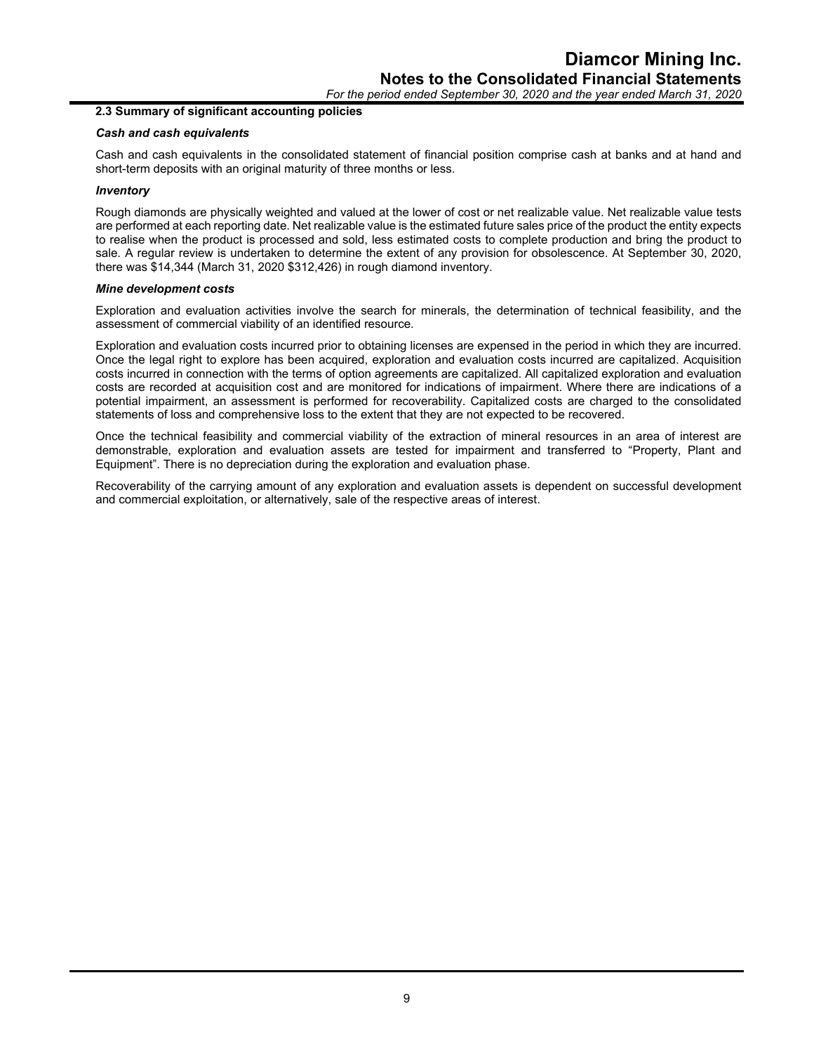### 2.3 Summary of significant accounting policies

#### *Cash and cash equivalents*

Cash and cash equivalents in the consolidated statement of financial position comprise cash at banks and at hand and short-term deposits with an original maturity of three months or less.

#### *Inventory*

Rough diamonds are physically weighted and valued at the lower of cost or net realizable value. Net realizable value tests are performed at each reporting date. Net realizable value is the estimated future sales price of the product the entity expects to realise when the product is processed and sold, less estimated costs to complete production and bring the product to sale. A regular review is undertaken to determine the extent of any provision for obsolescence. At September 30, 2020, there was $14,344 (March 31, 2020 $312,426) in rough diamond inventory.

#### *Mine development costs*

Exploration and evaluation activities involve the search for minerals, the determination of technical feasibility, and the assessment of commercial viability of an identified resource.

Exploration and evaluation costs incurred prior to obtaining licenses are expensed in the period in which they are incurred. Once the legal right to explore has been acquired, exploration and evaluation costs incurred are capitalized. Acquisition costs incurred in connection with the terms of option agreements are capitalized. All capitalized exploration and evaluation costs are recorded at acquisition cost and are monitored for indications of impairment. Where there are indications of a potential impairment, an assessment is performed for recoverability. Capitalized costs are charged to the consolidated statements of loss and comprehensive loss to the extent that they are not expected to be recovered.

Once the technical feasibility and commercial viability of the extraction of mineral resources in an area of interest are demonstrable, exploration and evaluation assets are tested for impairment and transferred to "Property, Plant and Equipment". There is no depreciation during the exploration and evaluation phase.

Recoverability of the carrying amount of any exploration and evaluation assets is dependent on successful development and commercial exploitation, or alternatively, sale of the respective areas of interest.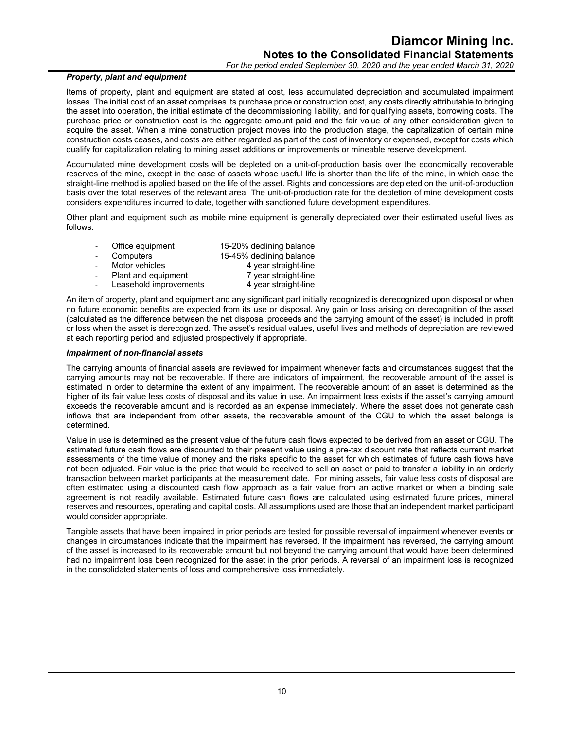### *Property, plant and equipment*

Items of property, plant and equipment are stated at cost, less accumulated depreciation and accumulated impairment losses. The initial cost of an asset comprises its purchase price or construction cost, any costs directly attributable to bringing the asset into operation, the initial estimate of the decommissioning liability, and for qualifying assets, borrowing costs. The purchase price or construction cost is the aggregate amount paid and the fair value of any other consideration given to acquire the asset. When a mine construction project moves into the production stage, the capitalization of certain mine construction costs ceases, and costs are either regarded as part of the cost of inventory or expensed, except for costs which qualify for capitalization relating to mining asset additions or improvements or mineable reserve development.

Accumulated mine development costs will be depleted on a unit-of-production basis over the economically recoverable reserves of the mine, except in the case of assets whose useful life is shorter than the life of the mine, in which case the straight-line method is applied based on the life of the asset. Rights and concessions are depleted on the unit-of-production basis over the total reserves of the relevant area. The unit-of-production rate for the depletion of mine development costs considers expenditures incurred to date, together with sanctioned future development expenditures.

Other plant and equipment such as mobile mine equipment is generally depreciated over their estimated useful lives as follows:

- Office equipment 15-20% declining balance
- Computers 15-45% declining balance
- Motor vehicles 4 year straight-line
- Plant and equipment 7 year straight-line
- Leasehold improvements 4 year straight-line

An item of property, plant and equipment and any significant part initially recognized is derecognized upon disposal or when no future economic benefits are expected from its use or disposal. Any gain or loss arising on derecognition of the asset (calculated as the difference between the net disposal proceeds and the carrying amount of the asset) is included in profit or loss when the asset is derecognized. The asset's residual values, useful lives and methods of depreciation are reviewed at each reporting period and adjusted prospectively if appropriate.

### *Impairment of non-financial assets*

The carrying amounts of financial assets are reviewed for impairment whenever facts and circumstances suggest that the carrying amounts may not be recoverable. If there are indicators of impairment, the recoverable amount of the asset is estimated in order to determine the extent of any impairment. The recoverable amount of an asset is determined as the higher of its fair value less costs of disposal and its value in use. An impairment loss exists if the asset's carrying amount exceeds the recoverable amount and is recorded as an expense immediately. Where the asset does not generate cash inflows that are independent from other assets, the recoverable amount of the CGU to which the asset belongs is determined.

Value in use is determined as the present value of the future cash flows expected to be derived from an asset or CGU. The estimated future cash flows are discounted to their present value using a pre-tax discount rate that reflects current market assessments of the time value of money and the risks specific to the asset for which estimates of future cash flows have not been adjusted. Fair value is the price that would be received to sell an asset or paid to transfer a liability in an orderly transaction between market participants at the measurement date. For mining assets, fair value less costs of disposal are often estimated using a discounted cash flow approach as a fair value from an active market or when a binding sale agreement is not readily available. Estimated future cash flows are calculated using estimated future prices, mineral reserves and resources, operating and capital costs. All assumptions used are those that an independent market participant would consider appropriate.

Tangible assets that have been impaired in prior periods are tested for possible reversal of impairment whenever events or changes in circumstances indicate that the impairment has reversed. If the impairment has reversed, the carrying amount of the asset is increased to its recoverable amount but not beyond the carrying amount that would have been determined had no impairment loss been recognized for the asset in the prior periods. A reversal of an impairment loss is recognized in the consolidated statements of loss and comprehensive loss immediately.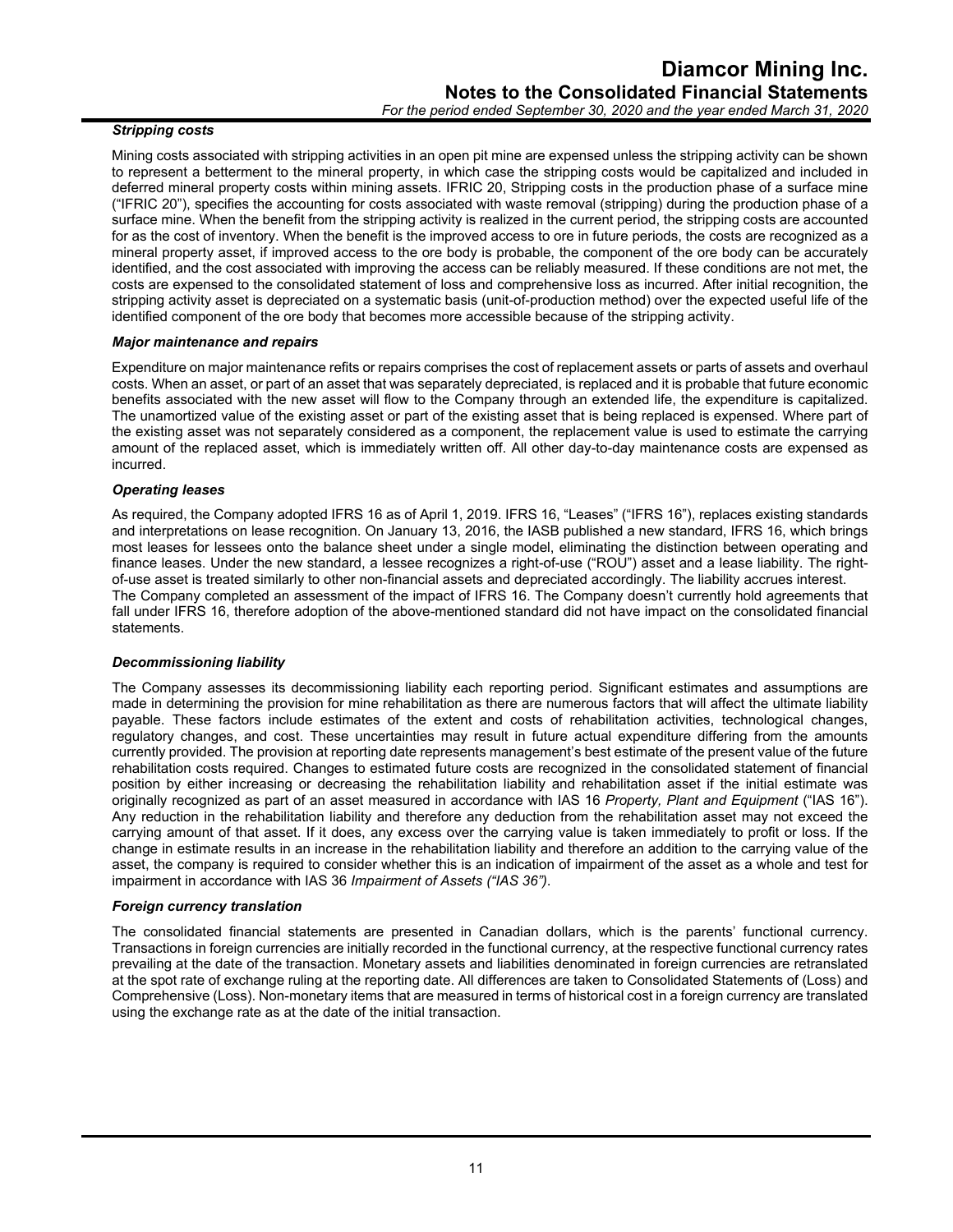### *Stripping costs*

Mining costs associated with stripping activities in an open pit mine are expensed unless the stripping activity can be shown to represent a betterment to the mineral property, in which case the stripping costs would be capitalized and included in deferred mineral property costs within mining assets. IFRIC 20, Stripping costs in the production phase of a surface mine ("IFRIC 20"), specifies the accounting for costs associated with waste removal (stripping) during the production phase of a surface mine. When the benefit from the stripping activity is realized in the current period, the stripping costs are accounted for as the cost of inventory. When the benefit is the improved access to ore in future periods, the costs are recognized as a mineral property asset, if improved access to the ore body is probable, the component of the ore body can be accurately identified, and the cost associated with improving the access can be reliably measured. If these conditions are not met, the costs are expensed to the consolidated statement of loss and comprehensive loss as incurred. After initial recognition, the stripping activity asset is depreciated on a systematic basis (unit-of-production method) over the expected useful life of the identified component of the ore body that becomes more accessible because of the stripping activity.

### *Major maintenance and repairs*

Expenditure on major maintenance refits or repairs comprises the cost of replacement assets or parts of assets and overhaul costs. When an asset, or part of an asset that was separately depreciated, is replaced and it is probable that future economic benefits associated with the new asset will flow to the Company through an extended life, the expenditure is capitalized. The unamortized value of the existing asset or part of the existing asset that is being replaced is expensed. Where part of the existing asset was not separately considered as a component, the replacement value is used to estimate the carrying amount of the replaced asset, which is immediately written off. All other day-to-day maintenance costs are expensed as incurred.

### *Operating leases*

As required, the Company adopted IFRS 16 as of April 1, 2019. IFRS 16, "Leases" ("IFRS 16"), replaces existing standards and interpretations on lease recognition. On January 13, 2016, the IASB published a new standard, IFRS 16, which brings most leases for lessees onto the balance sheet under a single model, eliminating the distinction between operating and finance leases. Under the new standard, a lessee recognizes a right-of-use ("ROU") asset and a lease liability. The right-of-use asset is treated similarly to other non-financial assets and depreciated accordingly. The liability accrues interest.
The Company completed an assessment of the impact of IFRS 16. The Company doesn't currently hold agreements that fall under IFRS 16, therefore adoption of the above-mentioned standard did not have impact on the consolidated financial statements.

### *Decommissioning liability*

The Company assesses its decommissioning liability each reporting period. Significant estimates and assumptions are made in determining the provision for mine rehabilitation as there are numerous factors that will affect the ultimate liability payable. These factors include estimates of the extent and costs of rehabilitation activities, technological changes, regulatory changes, and cost. These uncertainties may result in future actual expenditure differing from the amounts currently provided. The provision at reporting date represents management's best estimate of the present value of the future rehabilitation costs required. Changes to estimated future costs are recognized in the consolidated statement of financial position by either increasing or decreasing the rehabilitation liability and rehabilitation asset if the initial estimate was originally recognized as part of an asset measured in accordance with IAS 16 *Property, Plant and Equipment* ("IAS 16"). Any reduction in the rehabilitation liability and therefore any deduction from the rehabilitation asset may not exceed the carrying amount of that asset. If it does, any excess over the carrying value is taken immediately to profit or loss. If the change in estimate results in an increase in the rehabilitation liability and therefore an addition to the carrying value of the asset, the company is required to consider whether this is an indication of impairment of the asset as a whole and test for impairment in accordance with IAS 36 *Impairment of Assets ("IAS 36")*.

### *Foreign currency translation*

The consolidated financial statements are presented in Canadian dollars, which is the parents' functional currency. Transactions in foreign currencies are initially recorded in the functional currency, at the respective functional currency rates prevailing at the date of the transaction. Monetary assets and liabilities denominated in foreign currencies are retranslated at the spot rate of exchange ruling at the reporting date. All differences are taken to Consolidated Statements of (Loss) and Comprehensive (Loss). Non-monetary items that are measured in terms of historical cost in a foreign currency are translated using the exchange rate as at the date of the initial transaction.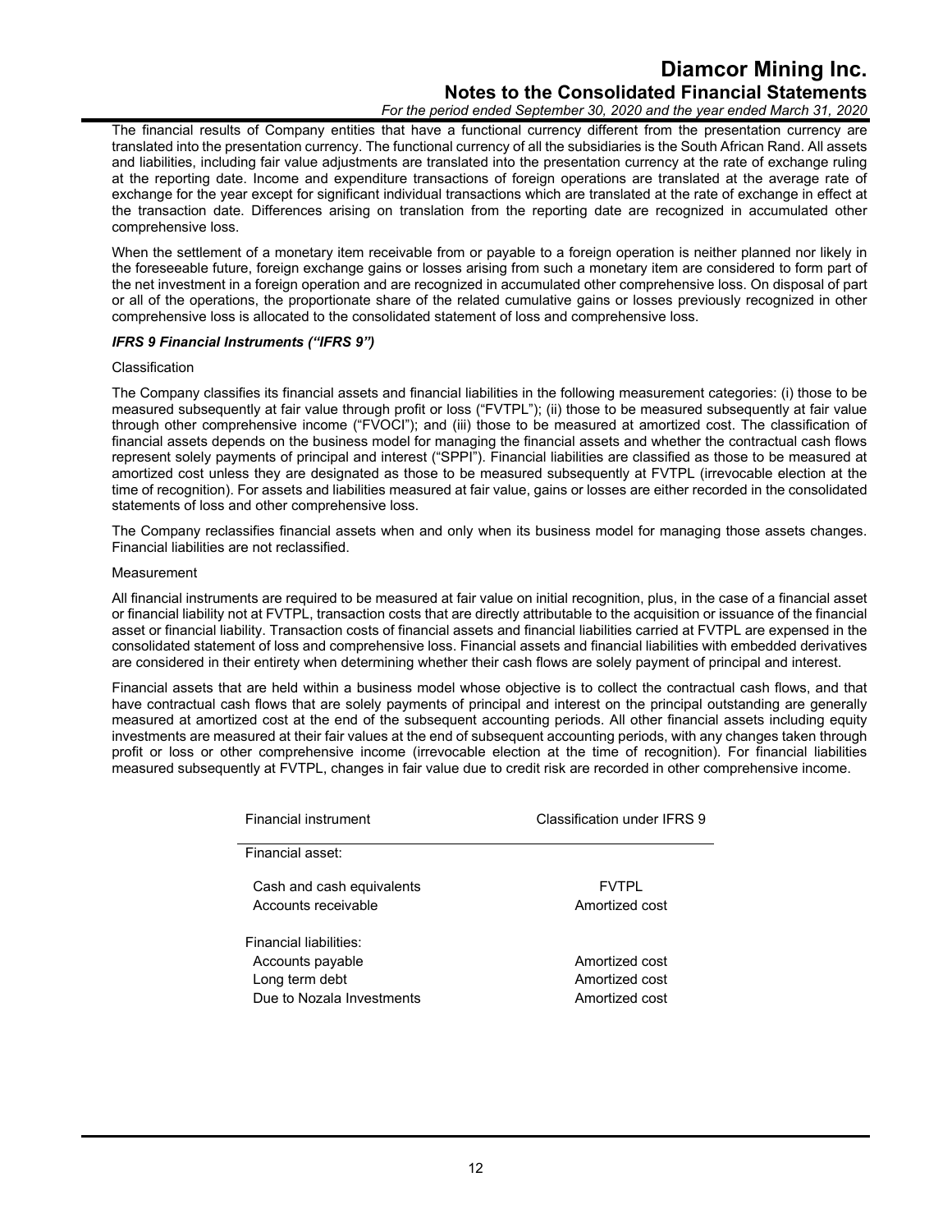The financial results of Company entities that have a functional currency different from the presentation currency are translated into the presentation currency. The functional currency of all the subsidiaries is the South African Rand. All assets and liabilities, including fair value adjustments are translated into the presentation currency at the rate of exchange ruling at the reporting date. Income and expenditure transactions of foreign operations are translated at the average rate of exchange for the year except for significant individual transactions which are translated at the rate of exchange in effect at the transaction date. Differences arising on translation from the reporting date are recognized in accumulated other comprehensive loss.

When the settlement of a monetary item receivable from or payable to a foreign operation is neither planned nor likely in the foreseeable future, foreign exchange gains or losses arising from such a monetary item are considered to form part of the net investment in a foreign operation and are recognized in accumulated other comprehensive loss. On disposal of part or all of the operations, the proportionate share of the related cumulative gains or losses previously recognized in other comprehensive loss is allocated to the consolidated statement of loss and comprehensive loss.

***IFRS 9 Financial Instruments ("IFRS 9")***

Classification

The Company classifies its financial assets and financial liabilities in the following measurement categories: (i) those to be measured subsequently at fair value through profit or loss ("FVTPL"); (ii) those to be measured subsequently at fair value through other comprehensive income ("FVOCI"); and (iii) those to be measured at amortized cost. The classification of financial assets depends on the business model for managing the financial assets and whether the contractual cash flows represent solely payments of principal and interest ("SPPI"). Financial liabilities are classified as those to be measured at amortized cost unless they are designated as those to be measured subsequently at FVTPL (irrevocable election at the time of recognition). For assets and liabilities measured at fair value, gains or losses are either recorded in the consolidated statements of loss and other comprehensive loss.

The Company reclassifies financial assets when and only when its business model for managing those assets changes. Financial liabilities are not reclassified.

Measurement

All financial instruments are required to be measured at fair value on initial recognition, plus, in the case of a financial asset or financial liability not at FVTPL, transaction costs that are directly attributable to the acquisition or issuance of the financial asset or financial liability. Transaction costs of financial assets and financial liabilities carried at FVTPL are expensed in the consolidated statement of loss and comprehensive loss. Financial assets and financial liabilities with embedded derivatives are considered in their entirety when determining whether their cash flows are solely payment of principal and interest.

Financial assets that are held within a business model whose objective is to collect the contractual cash flows, and that have contractual cash flows that are solely payments of principal and interest on the principal outstanding are generally measured at amortized cost at the end of the subsequent accounting periods. All other financial assets including equity investments are measured at their fair values at the end of subsequent accounting periods, with any changes taken through profit or loss or other comprehensive income (irrevocable election at the time of recognition). For financial liabilities measured subsequently at FVTPL, changes in fair value due to credit risk are recorded in other comprehensive income.

| Financial instrument | Classification under IFRS 9 |
|---|---|
| Financial asset: | |
| Cash and cash equivalents | FVTPL |
| Accounts receivable | Amortized cost |
| Financial liabilities: | |
| Accounts payable | Amortized cost |
| Long term debt | Amortized cost |
| Due to Nozala Investments | Amortized cost |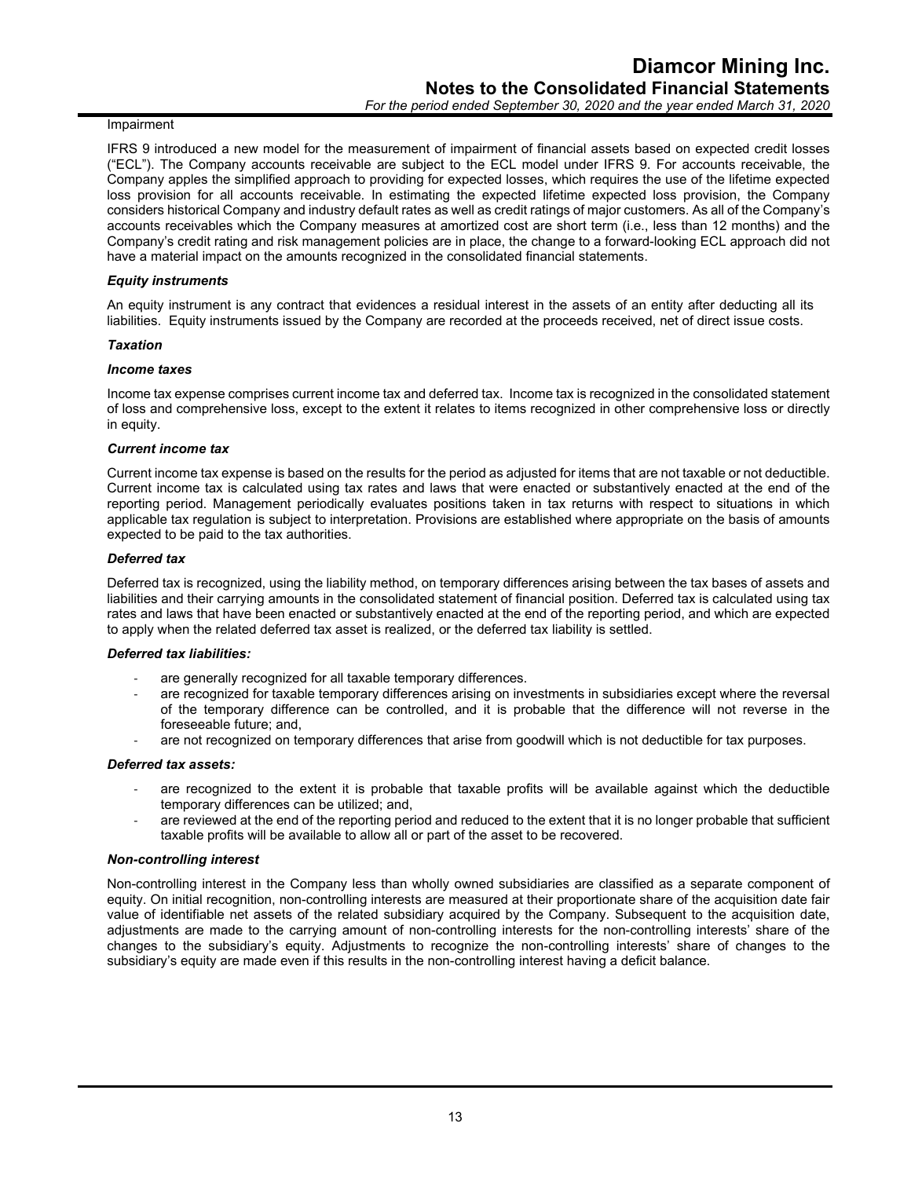Impairment

IFRS 9 introduced a new model for the measurement of impairment of financial assets based on expected credit losses ("ECL"). The Company accounts receivable are subject to the ECL model under IFRS 9. For accounts receivable, the Company apples the simplified approach to providing for expected losses, which requires the use of the lifetime expected loss provision for all accounts receivable. In estimating the expected lifetime expected loss provision, the Company considers historical Company and industry default rates as well as credit ratings of major customers. As all of the Company's accounts receivables which the Company measures at amortized cost are short term (i.e., less than 12 months) and the Company's credit rating and risk management policies are in place, the change to a forward-looking ECL approach did not have a material impact on the amounts recognized in the consolidated financial statements.

***Equity instruments***

An equity instrument is any contract that evidences a residual interest in the assets of an entity after deducting all its liabilities. Equity instruments issued by the Company are recorded at the proceeds received, net of direct issue costs.

***Taxation***

***Income taxes***

Income tax expense comprises current income tax and deferred tax. Income tax is recognized in the consolidated statement of loss and comprehensive loss, except to the extent it relates to items recognized in other comprehensive loss or directly in equity.

***Current income tax***

Current income tax expense is based on the results for the period as adjusted for items that are not taxable or not deductible. Current income tax is calculated using tax rates and laws that were enacted or substantively enacted at the end of the reporting period. Management periodically evaluates positions taken in tax returns with respect to situations in which applicable tax regulation is subject to interpretation. Provisions are established where appropriate on the basis of amounts expected to be paid to the tax authorities.

***Deferred tax***

Deferred tax is recognized, using the liability method, on temporary differences arising between the tax bases of assets and liabilities and their carrying amounts in the consolidated statement of financial position. Deferred tax is calculated using tax rates and laws that have been enacted or substantively enacted at the end of the reporting period, and which are expected to apply when the related deferred tax asset is realized, or the deferred tax liability is settled.

***Deferred tax liabilities:***

- are generally recognized for all taxable temporary differences.
- are recognized for taxable temporary differences arising on investments in subsidiaries except where the reversal of the temporary difference can be controlled, and it is probable that the difference will not reverse in the foreseeable future; and,
- are not recognized on temporary differences that arise from goodwill which is not deductible for tax purposes.

***Deferred tax assets:***

- are recognized to the extent it is probable that taxable profits will be available against which the deductible temporary differences can be utilized; and,
- are reviewed at the end of the reporting period and reduced to the extent that it is no longer probable that sufficient taxable profits will be available to allow all or part of the asset to be recovered.

***Non-controlling interest***

Non-controlling interest in the Company less than wholly owned subsidiaries are classified as a separate component of equity. On initial recognition, non-controlling interests are measured at their proportionate share of the acquisition date fair value of identifiable net assets of the related subsidiary acquired by the Company. Subsequent to the acquisition date, adjustments are made to the carrying amount of non-controlling interests for the non-controlling interests' share of the changes to the subsidiary's equity. Adjustments to recognize the non-controlling interests' share of changes to the subsidiary's equity are made even if this results in the non-controlling interest having a deficit balance.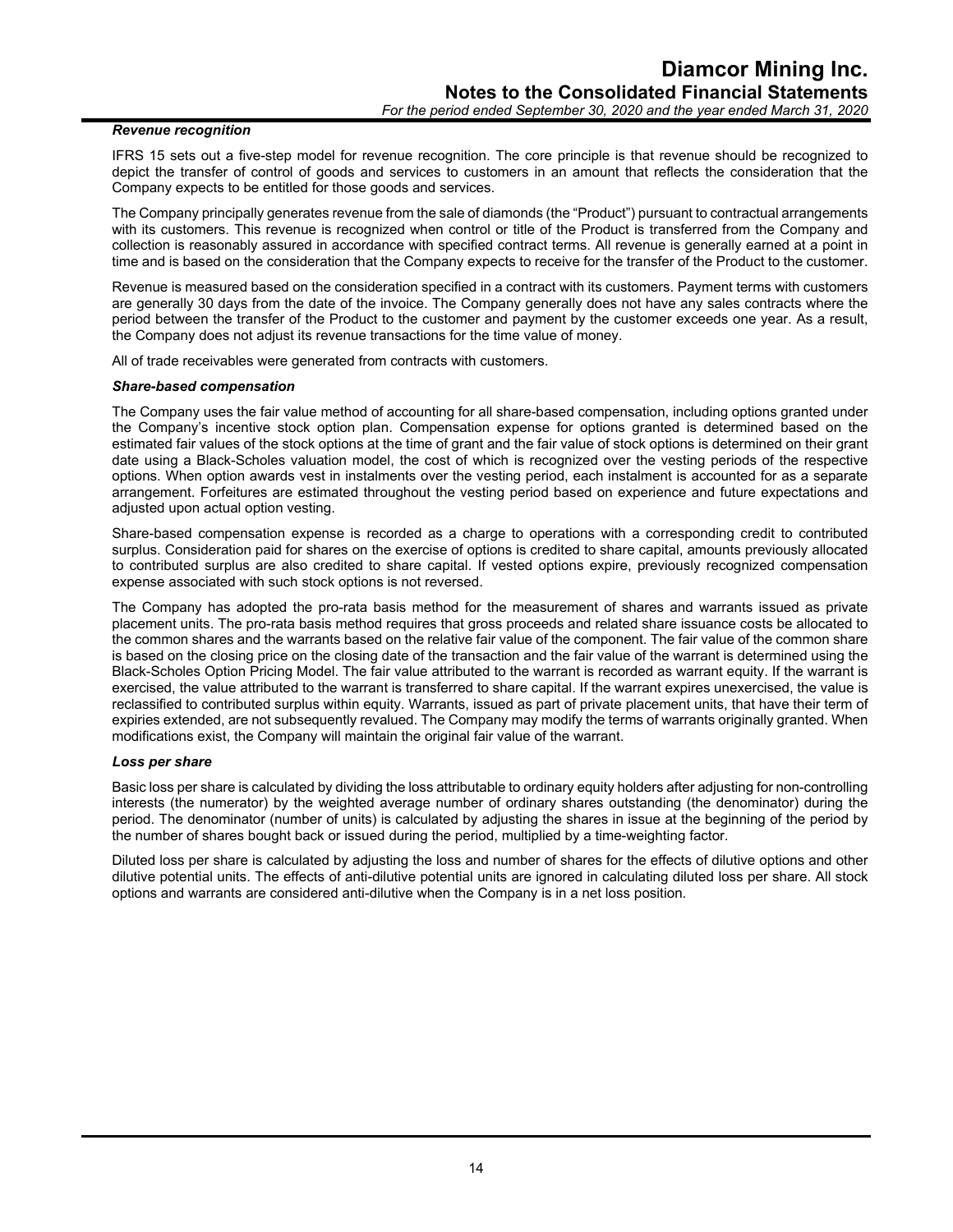### *Revenue recognition*

IFRS 15 sets out a five-step model for revenue recognition. The core principle is that revenue should be recognized to depict the transfer of control of goods and services to customers in an amount that reflects the consideration that the Company expects to be entitled for those goods and services.

The Company principally generates revenue from the sale of diamonds (the "Product") pursuant to contractual arrangements with its customers. This revenue is recognized when control or title of the Product is transferred from the Company and collection is reasonably assured in accordance with specified contract terms. All revenue is generally earned at a point in time and is based on the consideration that the Company expects to receive for the transfer of the Product to the customer.

Revenue is measured based on the consideration specified in a contract with its customers. Payment terms with customers are generally 30 days from the date of the invoice. The Company generally does not have any sales contracts where the period between the transfer of the Product to the customer and payment by the customer exceeds one year. As a result, the Company does not adjust its revenue transactions for the time value of money.

All of trade receivables were generated from contracts with customers.

### *Share-based compensation*

The Company uses the fair value method of accounting for all share-based compensation, including options granted under the Company's incentive stock option plan. Compensation expense for options granted is determined based on the estimated fair values of the stock options at the time of grant and the fair value of stock options is determined on their grant date using a Black-Scholes valuation model, the cost of which is recognized over the vesting periods of the respective options. When option awards vest in instalments over the vesting period, each instalment is accounted for as a separate arrangement. Forfeitures are estimated throughout the vesting period based on experience and future expectations and adjusted upon actual option vesting.

Share-based compensation expense is recorded as a charge to operations with a corresponding credit to contributed surplus. Consideration paid for shares on the exercise of options is credited to share capital, amounts previously allocated to contributed surplus are also credited to share capital. If vested options expire, previously recognized compensation expense associated with such stock options is not reversed.

The Company has adopted the pro-rata basis method for the measurement of shares and warrants issued as private placement units. The pro-rata basis method requires that gross proceeds and related share issuance costs be allocated to the common shares and the warrants based on the relative fair value of the component. The fair value of the common share is based on the closing price on the closing date of the transaction and the fair value of the warrant is determined using the Black-Scholes Option Pricing Model. The fair value attributed to the warrant is recorded as warrant equity. If the warrant is exercised, the value attributed to the warrant is transferred to share capital. If the warrant expires unexercised, the value is reclassified to contributed surplus within equity. Warrants, issued as part of private placement units, that have their term of expiries extended, are not subsequently revalued. The Company may modify the terms of warrants originally granted. When modifications exist, the Company will maintain the original fair value of the warrant.

### *Loss per share*

Basic loss per share is calculated by dividing the loss attributable to ordinary equity holders after adjusting for non-controlling interests (the numerator) by the weighted average number of ordinary shares outstanding (the denominator) during the period. The denominator (number of units) is calculated by adjusting the shares in issue at the beginning of the period by the number of shares bought back or issued during the period, multiplied by a time-weighting factor.

Diluted loss per share is calculated by adjusting the loss and number of shares for the effects of dilutive options and other dilutive potential units. The effects of anti-dilutive potential units are ignored in calculating diluted loss per share. All stock options and warrants are considered anti-dilutive when the Company is in a net loss position.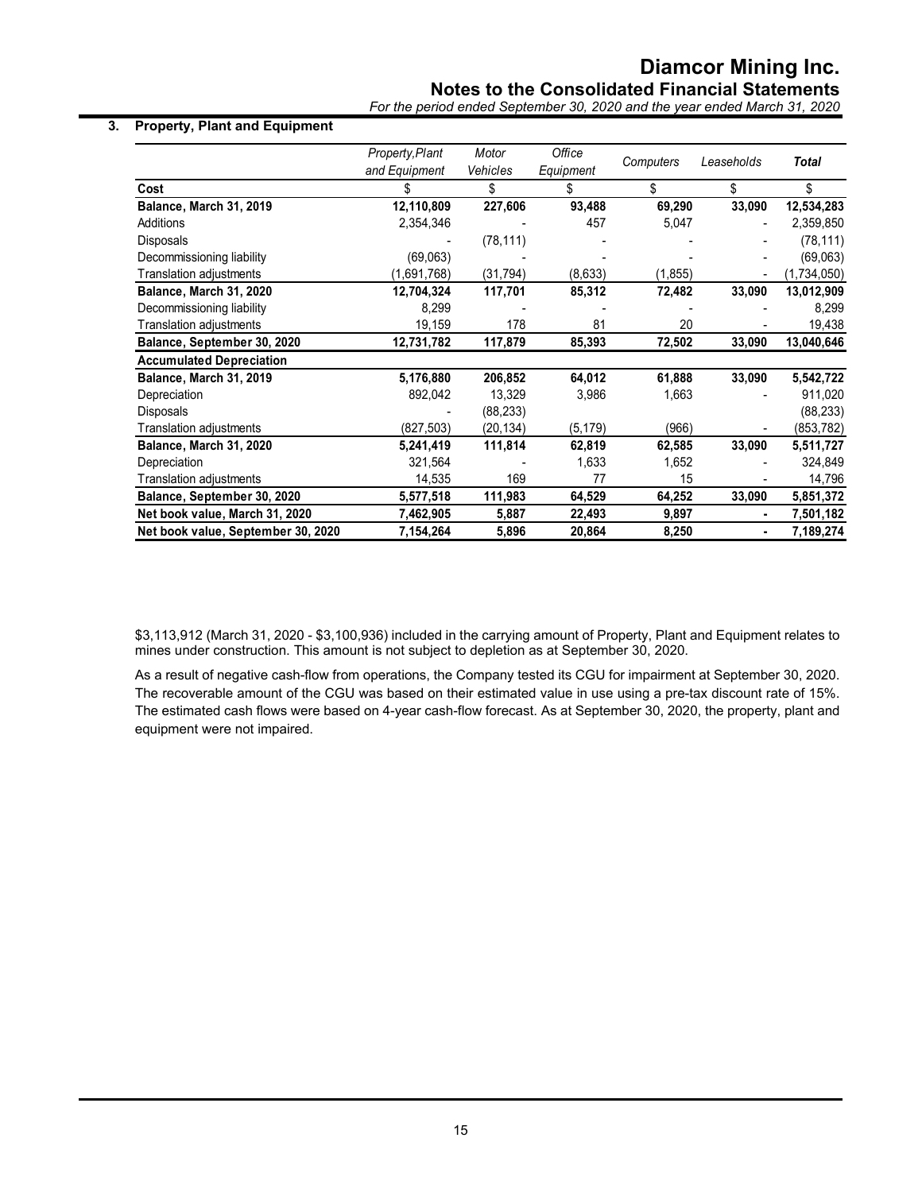## 3. Property, Plant and Equipment

| | *Property, Plant and Equipment* | *Motor Vehicles* | *Office Equipment* | *Computers* | *Leaseholds* | ***Total*** |
|---|---|---|---|---|---|---|
| **Cost** | $ | $ | $ | $ | $ | $ |
| **Balance, March 31, 2019** | **12,110,809** | **227,606** | **93,488** | **69,290** | **33,090** | **12,534,283** |
| Additions | 2,354,346 | - | 457 | 5,047 | - | 2,359,850 |
| Disposals | - | (78,111) | - | - | - | (78,111) |
| Decommissioning liability | (69,063) | - | - | - | - | (69,063) |
| Translation adjustments | (1,691,768) | (31,794) | (8,633) | (1,855) | - | (1,734,050) |
| **Balance, March 31, 2020** | **12,704,324** | **117,701** | **85,312** | **72,482** | **33,090** | **13,012,909** |
| Decommissioning liability | 8,299 | - | - | - | - | 8,299 |
| Translation adjustments | 19,159 | 178 | 81 | 20 | - | 19,438 |
| **Balance, September 30, 2020** | **12,731,782** | **117,879** | **85,393** | **72,502** | **33,090** | **13,040,646** |
| **Accumulated Depreciation** | | | | | | |
| **Balance, March 31, 2019** | **5,176,880** | **206,852** | **64,012** | **61,888** | **33,090** | **5,542,722** |
| Depreciation | 892,042 | 13,329 | 3,986 | 1,663 | - | 911,020 |
| Disposals | - | (88,233) | | | | (88,233) |
| Translation adjustments | (827,503) | (20,134) | (5,179) | (966) | - | (853,782) |
| **Balance, March 31, 2020** | **5,241,419** | **111,814** | **62,819** | **62,585** | **33,090** | **5,511,727** |
| Depreciation | 321,564 | - | 1,633 | 1,652 | - | 324,849 |
| Translation adjustments | 14,535 | 169 | 77 | 15 | - | 14,796 |
| **Balance, September 30, 2020** | **5,577,518** | **111,983** | **64,529** | **64,252** | **33,090** | **5,851,372** |
| **Net book value, March 31, 2020** | **7,462,905** | **5,887** | **22,493** | **9,897** | **-** | **7,501,182** |
| **Net book value, September 30, 2020** | **7,154,264** | **5,896** | **20,864** | **8,250** | **-** | **7,189,274** |

$3,113,912 (March 31, 2020 - $3,100,936) included in the carrying amount of Property, Plant and Equipment relates to mines under construction. This amount is not subject to depletion as at September 30, 2020.

As a result of negative cash-flow from operations, the Company tested its CGU for impairment at September 30, 2020. The recoverable amount of the CGU was based on their estimated value in use using a pre-tax discount rate of 15%. The estimated cash flows were based on 4-year cash-flow forecast. As at September 30, 2020, the property, plant and equipment were not impaired.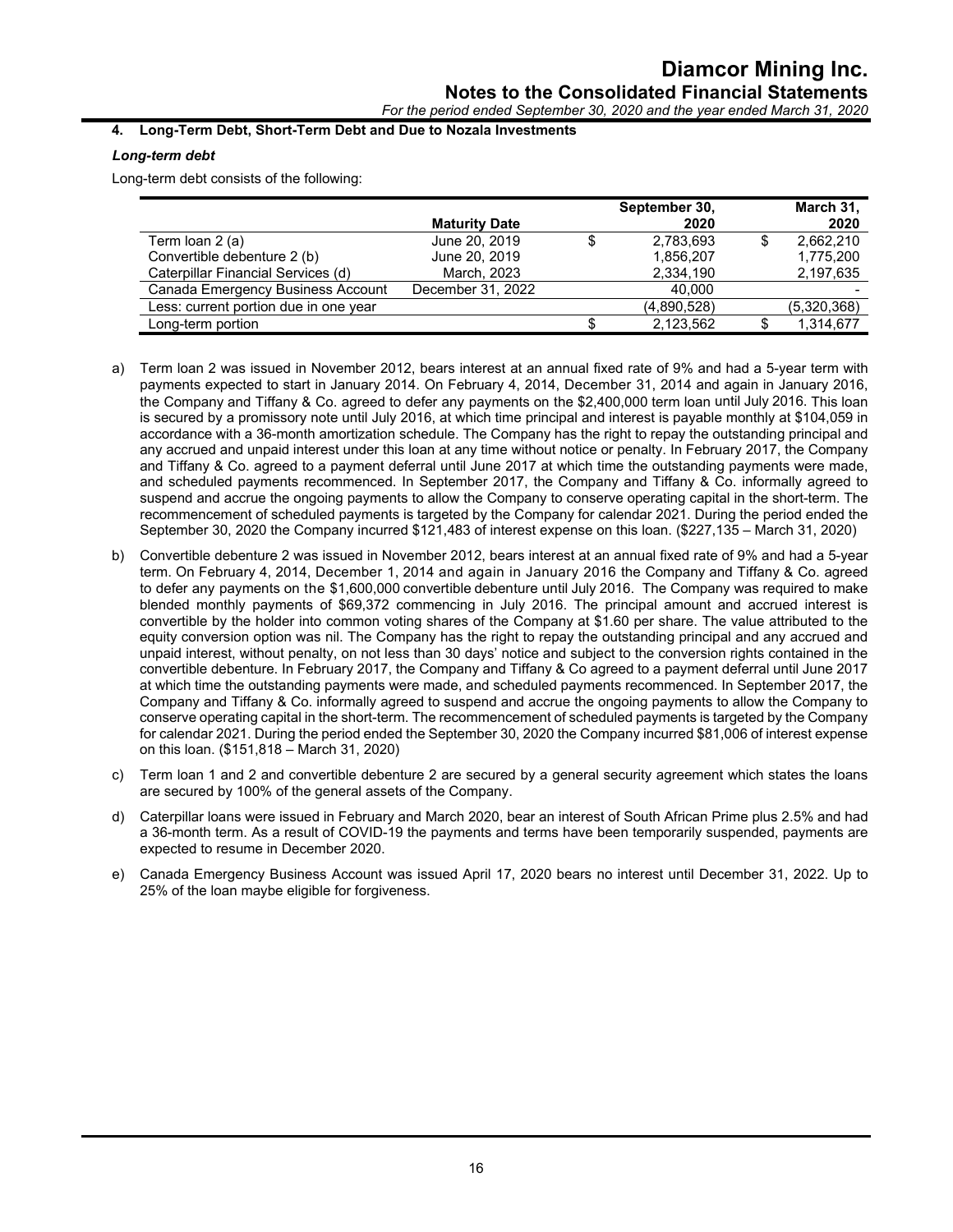## 4. Long-Term Debt, Short-Term Debt and Due to Nozala Investments

### *Long-term debt*

Long-term debt consists of the following:

| | Maturity Date | September 30, 2020 | March 31, 2020 |
|---|---|---|---|
| Term loan 2 (a) | June 20, 2019 | $ 2,783,693 | $ 2,662,210 |
| Convertible debenture 2 (b) | June 20, 2019 | 1,856,207 | 1,775,200 |
| Caterpillar Financial Services (d) | March, 2023 | 2,334,190 | 2,197,635 |
| Canada Emergency Business Account | December 31, 2022 | 40,000 | - |
| Less: current portion due in one year | | (4,890,528) | (5,320,368) |
| Long-term portion | | $ 2,123,562 | $ 1,314,677 |

a) Term loan 2 was issued in November 2012, bears interest at an annual fixed rate of 9% and had a 5-year term with payments expected to start in January 2014. On February 4, 2014, December 31, 2014 and again in January 2016, the Company and Tiffany & Co. agreed to defer any payments on the $2,400,000 term loan until July 2016. This loan is secured by a promissory note until July 2016, at which time principal and interest is payable monthly at $104,059 in accordance with a 36-month amortization schedule. The Company has the right to repay the outstanding principal and any accrued and unpaid interest under this loan at any time without notice or penalty. In February 2017, the Company and Tiffany & Co. agreed to a payment deferral until June 2017 at which time the outstanding payments were made, and scheduled payments recommenced. In September 2017, the Company and Tiffany & Co. informally agreed to suspend and accrue the ongoing payments to allow the Company to conserve operating capital in the short-term. The recommencement of scheduled payments is targeted by the Company for calendar 2021. During the period ended the September 30, 2020 the Company incurred $121,483 of interest expense on this loan. ($227,135 – March 31, 2020)

b) Convertible debenture 2 was issued in November 2012, bears interest at an annual fixed rate of 9% and had a 5-year term. On February 4, 2014, December 1, 2014 and again in January 2016 the Company and Tiffany & Co. agreed to defer any payments on the $1,600,000 convertible debenture until July 2016. The Company was required to make blended monthly payments of $69,372 commencing in July 2016. The principal amount and accrued interest is convertible by the holder into common voting shares of the Company at $1.60 per share. The value attributed to the equity conversion option was nil. The Company has the right to repay the outstanding principal and any accrued and unpaid interest, without penalty, on not less than 30 days' notice and subject to the conversion rights contained in the convertible debenture. In February 2017, the Company and Tiffany & Co agreed to a payment deferral until June 2017 at which time the outstanding payments were made, and scheduled payments recommenced. In September 2017, the Company and Tiffany & Co. informally agreed to suspend and accrue the ongoing payments to allow the Company to conserve operating capital in the short-term. The recommencement of scheduled payments is targeted by the Company for calendar 2021. During the period ended the September 30, 2020 the Company incurred $81,006 of interest expense on this loan. ($151,818 – March 31, 2020)

c) Term loan 1 and 2 and convertible debenture 2 are secured by a general security agreement which states the loans are secured by 100% of the general assets of the Company.

d) Caterpillar loans were issued in February and March 2020, bear an interest of South African Prime plus 2.5% and had a 36-month term. As a result of COVID-19 the payments and terms have been temporarily suspended, payments are expected to resume in December 2020.

e) Canada Emergency Business Account was issued April 17, 2020 bears no interest until December 31, 2022. Up to 25% of the loan maybe eligible for forgiveness.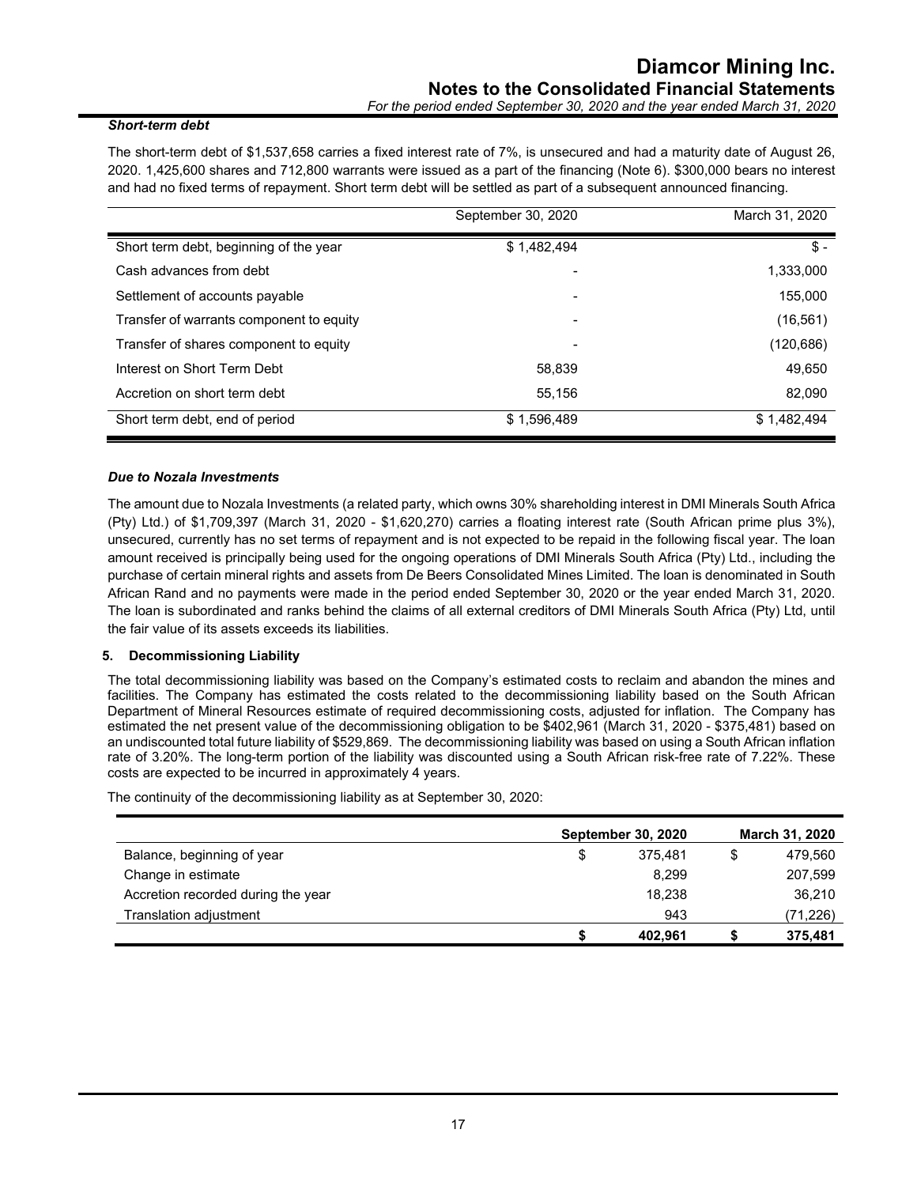***Short-term debt***

The short-term debt of $1,537,658 carries a fixed interest rate of 7%, is unsecured and had a maturity date of August 26, 2020. 1,425,600 shares and 712,800 warrants were issued as a part of the financing (Note 6). $300,000 bears no interest and had no fixed terms of repayment. Short term debt will be settled as part of a subsequent announced financing.

| | September 30, 2020 | March 31, 2020 |
|---|---|---|
| Short term debt, beginning of the year | $ 1,482,494 | $ - |
| Cash advances from debt | - | 1,333,000 |
| Settlement of accounts payable | - | 155,000 |
| Transfer of warrants component to equity | - | (16,561) |
| Transfer of shares component to equity | - | (120,686) |
| Interest on Short Term Debt | 58,839 | 49,650 |
| Accretion on short term debt | 55,156 | 82,090 |
| Short term debt, end of period | $ 1,596,489 | $ 1,482,494 |

***Due to Nozala Investments***

The amount due to Nozala Investments (a related party, which owns 30% shareholding interest in DMI Minerals South Africa (Pty) Ltd.) of $1,709,397 (March 31, 2020 - $1,620,270) carries a floating interest rate (South African prime plus 3%), unsecured, currently has no set terms of repayment and is not expected to be repaid in the following fiscal year. The loan amount received is principally being used for the ongoing operations of DMI Minerals South Africa (Pty) Ltd., including the purchase of certain mineral rights and assets from De Beers Consolidated Mines Limited. The loan is denominated in South African Rand and no payments were made in the period ended September 30, 2020 or the year ended March 31, 2020. The loan is subordinated and ranks behind the claims of all external creditors of DMI Minerals South Africa (Pty) Ltd, until the fair value of its assets exceeds its liabilities.

## 5. Decommissioning Liability

The total decommissioning liability was based on the Company's estimated costs to reclaim and abandon the mines and facilities. The Company has estimated the costs related to the decommissioning liability based on the South African Department of Mineral Resources estimate of required decommissioning costs, adjusted for inflation. The Company has estimated the net present value of the decommissioning obligation to be $402,961 (March 31, 2020 - $375,481) based on an undiscounted total future liability of $529,869. The decommissioning liability was based on using a South African inflation rate of 3.20%. The long-term portion of the liability was discounted using a South African risk-free rate of 7.22%. These costs are expected to be incurred in approximately 4 years.

The continuity of the decommissioning liability as at September 30, 2020:

| | **September 30, 2020** | **March 31, 2020** |
|---|---|---|
| Balance, beginning of year | $ 375,481 | $ 479,560 |
| Change in estimate | 8,299 | 207,599 |
| Accretion recorded during the year | 18,238 | 36,210 |
| Translation adjustment | 943 | (71,226) |
| | **$ 402,961** | **$ 375,481** |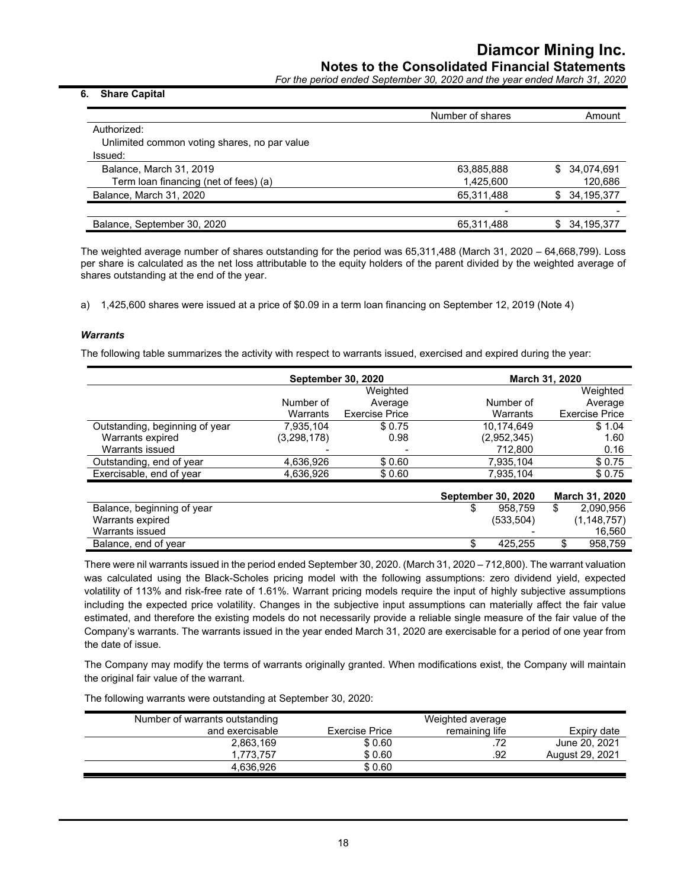## 6. Share Capital

| | Number of shares | Amount |
|---|---|---|
| Authorized: | | |
| Unlimited common voting shares, no par value | | |
| Issued: | | |
| Balance, March 31, 2019 | 63,885,888 | $ 34,074,691 |
| Term loan financing (net of fees) (a) | 1,425,600 | 120,686 |
| Balance, March 31, 2020 | 65,311,488 | $ 34,195,377 |
| | - | - |
| Balance, September 30, 2020 | 65,311,488 | $ 34,195,377 |

The weighted average number of shares outstanding for the period was 65,311,488 (March 31, 2020 – 64,668,799). Loss per share is calculated as the net loss attributable to the equity holders of the parent divided by the weighted average of shares outstanding at the end of the year.

a) 1,425,600 shares were issued at a price of $0.09 in a term loan financing on September 12, 2019 (Note 4)

### *Warrants*

The following table summarizes the activity with respect to warrants issued, exercised and expired during the year:

| | September 30, 2020 | | March 31, 2020 | |
|---|---|---|---|---|
| | Number of Warrants | Weighted Average Exercise Price | Number of Warrants | Weighted Average Exercise Price |
| Outstanding, beginning of year | 7,935,104 | $ 0.75 | 10,174,649 | $ 1.04 |
| Warrants expired | (3,298,178) | 0.98 | (2,952,345) | 1.60 |
| Warrants issued | - | - | 712,800 | 0.16 |
| Outstanding, end of year | 4,636,926 | $ 0.60 | 7,935,104 | $ 0.75 |
| Exercisable, end of year | 4,636,926 | $ 0.60 | 7,935,104 | $ 0.75 |

| | September 30, 2020 | March 31, 2020 |
|---|---|---|
| Balance, beginning of year | $ 958,759 | $ 2,090,956 |
| Warrants expired | (533,504) | (1,148,757) |
| Warrants issued | - | 16,560 |
| Balance, end of year | $ 425,255 | $ 958,759 |

There were nil warrants issued in the period ended September 30, 2020. (March 31, 2020 – 712,800). The warrant valuation was calculated using the Black-Scholes pricing model with the following assumptions: zero dividend yield, expected volatility of 113% and risk-free rate of 1.61%. Warrant pricing models require the input of highly subjective assumptions including the expected price volatility. Changes in the subjective input assumptions can materially affect the fair value estimated, and therefore the existing models do not necessarily provide a reliable single measure of the fair value of the Company's warrants. The warrants issued in the year ended March 31, 2020 are exercisable for a period of one year from the date of issue.

The Company may modify the terms of warrants originally granted. When modifications exist, the Company will maintain the original fair value of the warrant.

The following warrants were outstanding at September 30, 2020:

| Number of warrants outstanding and exercisable | Exercise Price | Weighted average remaining life | Expiry date |
|---|---|---|---|
| 2,863,169 | $ 0.60 | .72 | June 20, 2021 |
| 1,773,757 | $ 0.60 | .92 | August 29, 2021 |
| 4,636,926 | $ 0.60 | | |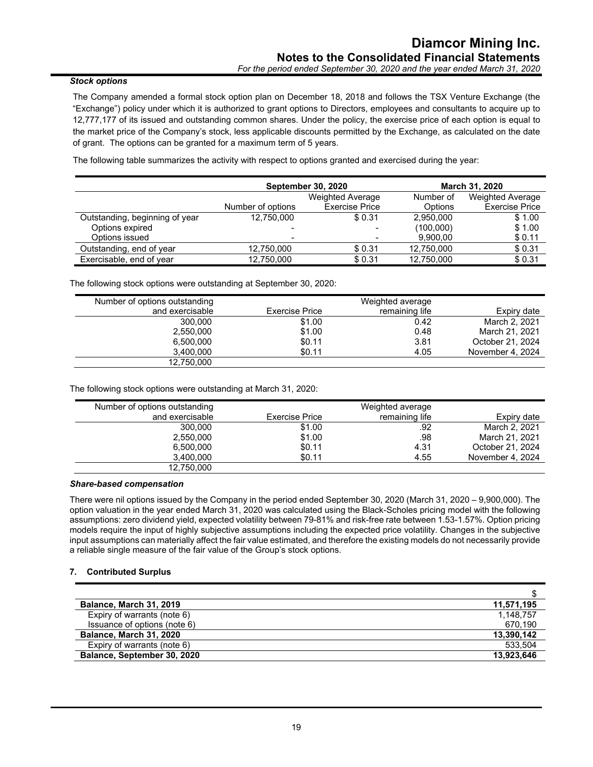***Stock options***

The Company amended a formal stock option plan on December 18, 2018 and follows the TSX Venture Exchange (the "Exchange") policy under which it is authorized to grant options to Directors, employees and consultants to acquire up to 12,777,177 of its issued and outstanding common shares. Under the policy, the exercise price of each option is equal to the market price of the Company's stock, less applicable discounts permitted by the Exchange, as calculated on the date of grant. The options can be granted for a maximum term of 5 years.

The following table summarizes the activity with respect to options granted and exercised during the year:

| | September 30, 2020 | | March 31, 2020 | |
|---|---|---|---|---|
| | Number of options | Weighted Average Exercise Price | Number of Options | Weighted Average Exercise Price |
| Outstanding, beginning of year | 12,750,000 | $ 0.31 | 2,950,000 | $ 1.00 |
| Options expired | - | - | (100,000) | $ 1.00 |
| Options issued | - | - | 9,900,00 | $ 0.11 |
| Outstanding, end of year | 12,750,000 | $ 0.31 | 12,750,000 | $ 0.31 |
| Exercisable, end of year | 12,750,000 | $ 0.31 | 12,750,000 | $ 0.31 |

The following stock options were outstanding at September 30, 2020:

| Number of options outstanding and exercisable | Exercise Price | Weighted average remaining life | Expiry date |
|---|---|---|---|
| 300,000 | $1.00 | 0.42 | March 2, 2021 |
| 2,550,000 | $1.00 | 0.48 | March 21, 2021 |
| 6,500,000 | $0.11 | 3.81 | October 21, 2024 |
| 3,400,000 | $0.11 | 4.05 | November 4, 2024 |
| 12,750,000 | | | |

The following stock options were outstanding at March 31, 2020:

| Number of options outstanding and exercisable | Exercise Price | Weighted average remaining life | Expiry date |
|---|---|---|---|
| 300,000 | $1.00 | .92 | March 2, 2021 |
| 2,550,000 | $1.00 | .98 | March 21, 2021 |
| 6,500,000 | $0.11 | 4.31 | October 21, 2024 |
| 3,400,000 | $0.11 | 4.55 | November 4, 2024 |
| 12,750,000 | | | |

***Share-based compensation***

There were nil options issued by the Company in the period ended September 30, 2020 (March 31, 2020 – 9,900,000). The option valuation in the year ended March 31, 2020 was calculated using the Black-Scholes pricing model with the following assumptions: zero dividend yield, expected volatility between 79-81% and risk-free rate between 1.53-1.57%. Option pricing models require the input of highly subjective assumptions including the expected price volatility. Changes in the subjective input assumptions can materially affect the fair value estimated, and therefore the existing models do not necessarily provide a reliable single measure of the fair value of the Group's stock options.

## 7. Contributed Surplus

| | $ |
|---|---|
| **Balance, March 31, 2019** | **11,571,195** |
| Expiry of warrants (note 6) | 1,148,757 |
| Issuance of options (note 6) | 670,190 |
| **Balance, March 31, 2020** | **13,390,142** |
| Expiry of warrants (note 6) | 533,504 |
| **Balance, September 30, 2020** | **13,923,646** |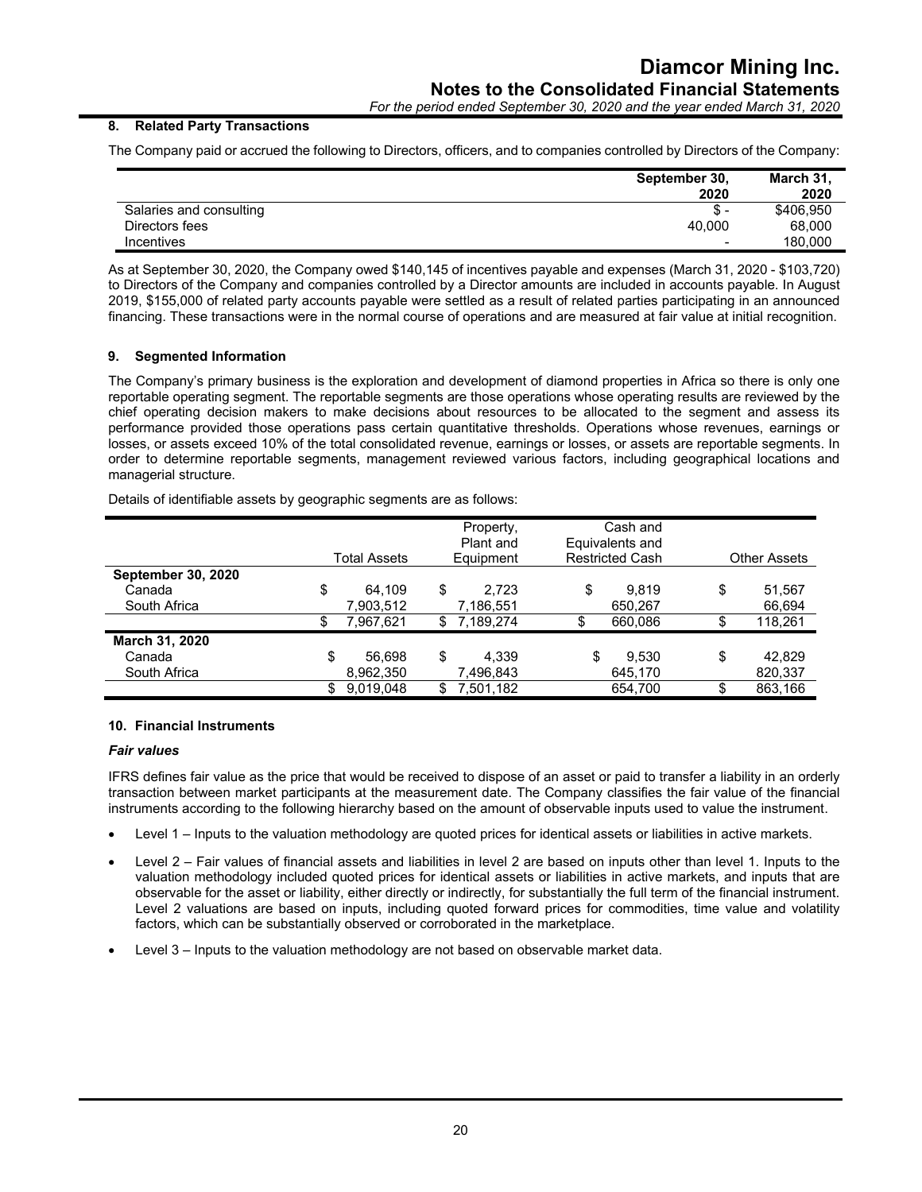## 8. Related Party Transactions

The Company paid or accrued the following to Directors, officers, and to companies controlled by Directors of the Company:

| | September 30, 2020 | March 31, 2020 |
|---|---|---|
| Salaries and consulting | $ - | $406,950 |
| Directors fees | 40,000 | 68,000 |
| Incentives | - | 180,000 |

As at September 30, 2020, the Company owed $140,145 of incentives payable and expenses (March 31, 2020 - $103,720) to Directors of the Company and companies controlled by a Director amounts are included in accounts payable. In August 2019, $155,000 of related party accounts payable were settled as a result of related parties participating in an announced financing. These transactions were in the normal course of operations and are measured at fair value at initial recognition.

## 9. Segmented Information

The Company's primary business is the exploration and development of diamond properties in Africa so there is only one reportable operating segment. The reportable segments are those operations whose operating results are reviewed by the chief operating decision makers to make decisions about resources to be allocated to the segment and assess its performance provided those operations pass certain quantitative thresholds. Operations whose revenues, earnings or losses, or assets exceed 10% of the total consolidated revenue, earnings or losses, or assets are reportable segments. In order to determine reportable segments, management reviewed various factors, including geographical locations and managerial structure.

Details of identifiable assets by geographic segments are as follows:

| | Total Assets | Property, Plant and Equipment | Cash and Equivalents and Restricted Cash | Other Assets |
|---|---|---|---|---|
| **September 30, 2020** | | | | |
| Canada | $ 64,109 | $ 2,723 | $ 9,819 | $ 51,567 |
| South Africa | 7,903,512 | 7,186,551 | 650,267 | 66,694 |
| | $ 7,967,621 | $ 7,189,274 | $ 660,086 | $ 118,261 |
| **March 31, 2020** | | | | |
| Canada | $ 56,698 | $ 4,339 | $ 9,530 | $ 42,829 |
| South Africa | 8,962,350 | 7,496,843 | 645,170 | 820,337 |
| | $ 9,019,048 | $ 7,501,182 | 654,700 | $ 863,166 |

## 10. Financial Instruments

### *Fair values*

IFRS defines fair value as the price that would be received to dispose of an asset or paid to transfer a liability in an orderly transaction between market participants at the measurement date. The Company classifies the fair value of the financial instruments according to the following hierarchy based on the amount of observable inputs used to value the instrument.

- Level 1 – Inputs to the valuation methodology are quoted prices for identical assets or liabilities in active markets.
- Level 2 – Fair values of financial assets and liabilities in level 2 are based on inputs other than level 1. Inputs to the valuation methodology included quoted prices for identical assets or liabilities in active markets, and inputs that are observable for the asset or liability, either directly or indirectly, for substantially the full term of the financial instrument. Level 2 valuations are based on inputs, including quoted forward prices for commodities, time value and volatility factors, which can be substantially observed or corroborated in the marketplace.
- Level 3 – Inputs to the valuation methodology are not based on observable market data.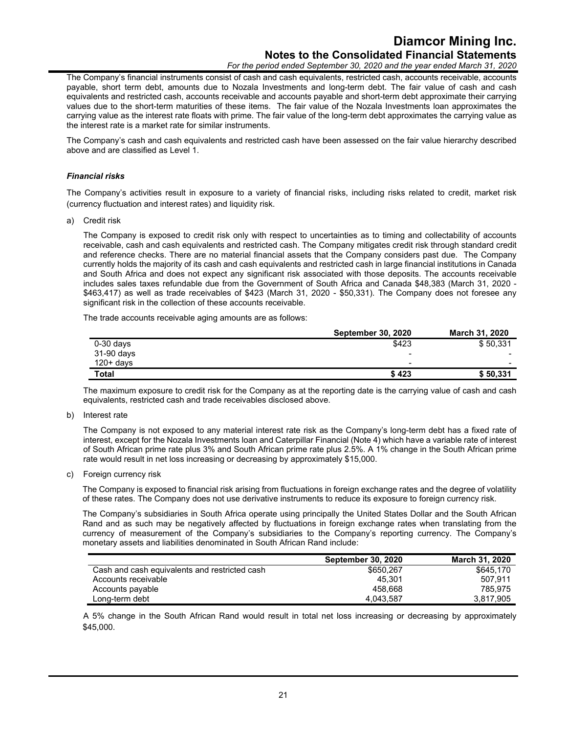The Company's financial instruments consist of cash and cash equivalents, restricted cash, accounts receivable, accounts payable, short term debt, amounts due to Nozala Investments and long-term debt. The fair value of cash and cash equivalents and restricted cash, accounts receivable and accounts payable and short-term debt approximate their carrying values due to the short-term maturities of these items. The fair value of the Nozala Investments loan approximates the carrying value as the interest rate floats with prime. The fair value of the long-term debt approximates the carrying value as the interest rate is a market rate for similar instruments.

The Company's cash and cash equivalents and restricted cash have been assessed on the fair value hierarchy described above and are classified as Level 1.

### *Financial risks*

The Company's activities result in exposure to a variety of financial risks, including risks related to credit, market risk (currency fluctuation and interest rates) and liquidity risk.

a) Credit risk

The Company is exposed to credit risk only with respect to uncertainties as to timing and collectability of accounts receivable, cash and cash equivalents and restricted cash. The Company mitigates credit risk through standard credit and reference checks. There are no material financial assets that the Company considers past due. The Company currently holds the majority of its cash and cash equivalents and restricted cash in large financial institutions in Canada and South Africa and does not expect any significant risk associated with those deposits. The accounts receivable includes sales taxes refundable due from the Government of South Africa and Canada $48,383 (March 31, 2020 - $463,417) as well as trade receivables of $423 (March 31, 2020 - $50,331). The Company does not foresee any significant risk in the collection of these accounts receivable.

The trade accounts receivable aging amounts are as follows:

| | September 30, 2020 | March 31, 2020 |
|---|---|---|
| 0-30 days | $423 | $ 50,331 |
| 31-90 days | - | - |
| 120+ days | - | - |
| **Total** | **$ 423** | **$ 50,331** |

The maximum exposure to credit risk for the Company as at the reporting date is the carrying value of cash and cash equivalents, restricted cash and trade receivables disclosed above.

b) Interest rate

The Company is not exposed to any material interest rate risk as the Company's long-term debt has a fixed rate of interest, except for the Nozala Investments loan and Caterpillar Financial (Note 4) which have a variable rate of interest of South African prime rate plus 3% and South African prime rate plus 2.5%. A 1% change in the South African prime rate would result in net loss increasing or decreasing by approximately $15,000.

c) Foreign currency risk

The Company is exposed to financial risk arising from fluctuations in foreign exchange rates and the degree of volatility of these rates. The Company does not use derivative instruments to reduce its exposure to foreign currency risk.

The Company's subsidiaries in South Africa operate using principally the United States Dollar and the South African Rand and as such may be negatively affected by fluctuations in foreign exchange rates when translating from the currency of measurement of the Company's subsidiaries to the Company's reporting currency. The Company's monetary assets and liabilities denominated in South African Rand include:

| | September 30, 2020 | March 31, 2020 |
|---|---|---|
| Cash and cash equivalents and restricted cash | $650,267 | $645,170 |
| Accounts receivable | 45,301 | 507,911 |
| Accounts payable | 458,668 | 785,975 |
| Long-term debt | 4,043,587 | 3,817,905 |

A 5% change in the South African Rand would result in total net loss increasing or decreasing by approximately $45,000.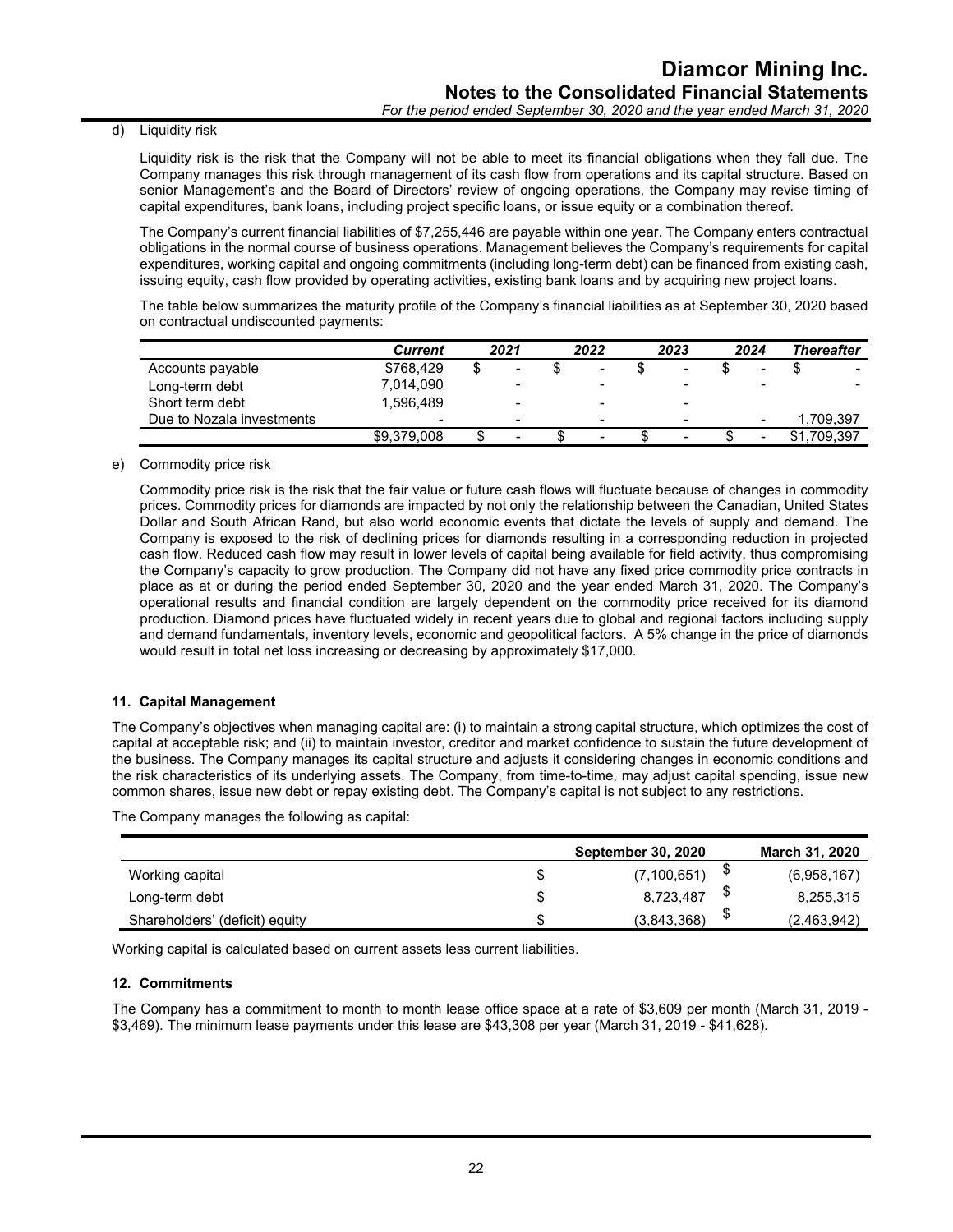d) Liquidity risk

Liquidity risk is the risk that the Company will not be able to meet its financial obligations when they fall due. The Company manages this risk through management of its cash flow from operations and its capital structure. Based on senior Management's and the Board of Directors' review of ongoing operations, the Company may revise timing of capital expenditures, bank loans, including project specific loans, or issue equity or a combination thereof.

The Company's current financial liabilities of $7,255,446 are payable within one year. The Company enters contractual obligations in the normal course of business operations. Management believes the Company's requirements for capital expenditures, working capital and ongoing commitments (including long-term debt) can be financed from existing cash, issuing equity, cash flow provided by operating activities, existing bank loans and by acquiring new project loans.

The table below summarizes the maturity profile of the Company's financial liabilities as at September 30, 2020 based on contractual undiscounted payments:

| | *Current* | *2021* | *2022* | *2023* | *2024* | *Thereafter* |
|---|---|---|---|---|---|---|
| Accounts payable | $768,429 | $ - | $ - | $ - | $ - | $ - |
| Long-term debt | 7,014,090 | - | - | - | - | - |
| Short term debt | 1,596,489 | - | - | - | | |
| Due to Nozala investments | - | - | - | - | - | 1,709,397 |
| | $9,379,008 | $ - | $ - | $ - | $ - | $1,709,397 |

e) Commodity price risk

Commodity price risk is the risk that the fair value or future cash flows will fluctuate because of changes in commodity prices. Commodity prices for diamonds are impacted by not only the relationship between the Canadian, United States Dollar and South African Rand, but also world economic events that dictate the levels of supply and demand. The Company is exposed to the risk of declining prices for diamonds resulting in a corresponding reduction in projected cash flow. Reduced cash flow may result in lower levels of capital being available for field activity, thus compromising the Company's capacity to grow production. The Company did not have any fixed price commodity price contracts in place as at or during the period ended September 30, 2020 and the year ended March 31, 2020. The Company's operational results and financial condition are largely dependent on the commodity price received for its diamond production. Diamond prices have fluctuated widely in recent years due to global and regional factors including supply and demand fundamentals, inventory levels, economic and geopolitical factors. A 5% change in the price of diamonds would result in total net loss increasing or decreasing by approximately $17,000.

## 11. Capital Management

The Company's objectives when managing capital are: (i) to maintain a strong capital structure, which optimizes the cost of capital at acceptable risk; and (ii) to maintain investor, creditor and market confidence to sustain the future development of the business. The Company manages its capital structure and adjusts it considering changes in economic conditions and the risk characteristics of its underlying assets. The Company, from time-to-time, may adjust capital spending, issue new common shares, issue new debt or repay existing debt. The Company's capital is not subject to any restrictions.

The Company manages the following as capital:

| | **September 30, 2020** | **March 31, 2020** |
|---|---|---|
| Working capital | $ (7,100,651) | $ (6,958,167) |
| Long-term debt | $ 8,723,487 | $ 8,255,315 |
| Shareholders' (deficit) equity | $ (3,843,368) | $ (2,463,942) |

Working capital is calculated based on current assets less current liabilities.

## 12. Commitments

The Company has a commitment to month to month lease office space at a rate of $3,609 per month (March 31, 2019 - $3,469). The minimum lease payments under this lease are $43,308 per year (March 31, 2019 - $41,628).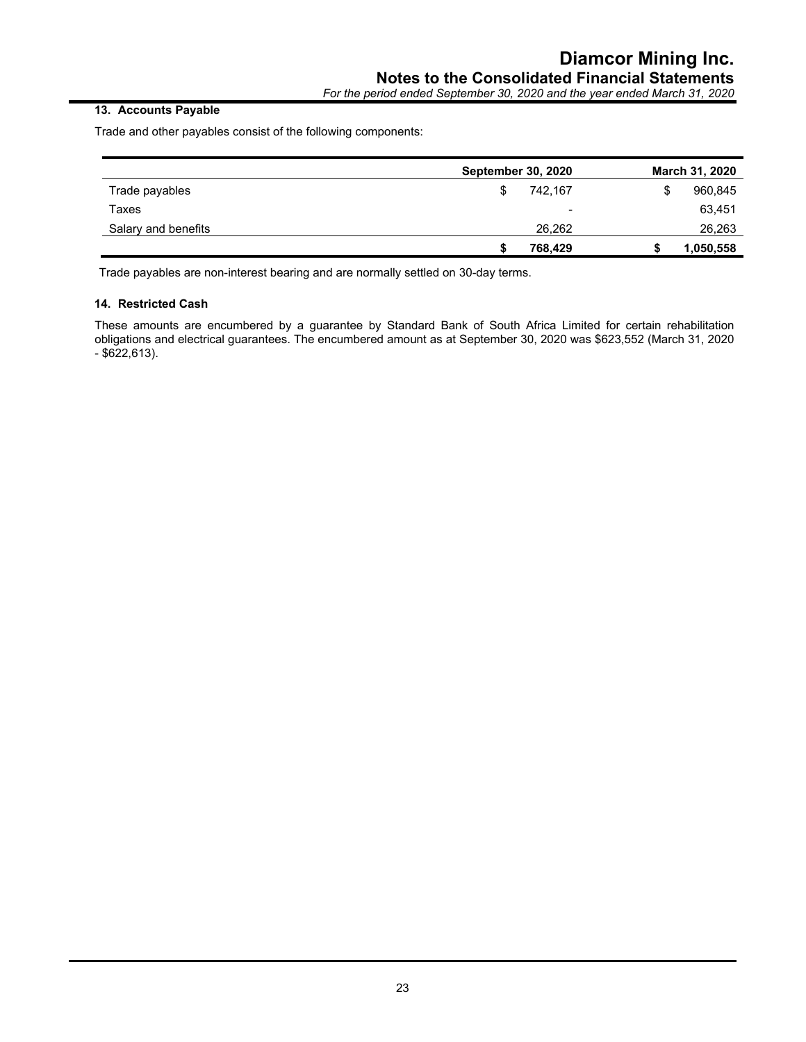### 13. Accounts Payable

Trade and other payables consist of the following components:

| | September 30, 2020 | March 31, 2020 |
|---|---|---|
| Trade payables | $ 742,167 | $ 960,845 |
| Taxes | - | 63,451 |
| Salary and benefits | 26,262 | 26,263 |
| | **$ 768,429** | **$ 1,050,558** |

Trade payables are non-interest bearing and are normally settled on 30-day terms.

### 14. Restricted Cash

These amounts are encumbered by a guarantee by Standard Bank of South Africa Limited for certain rehabilitation obligations and electrical guarantees. The encumbered amount as at September 30, 2020 was $623,552 (March 31, 2020 - $622,613).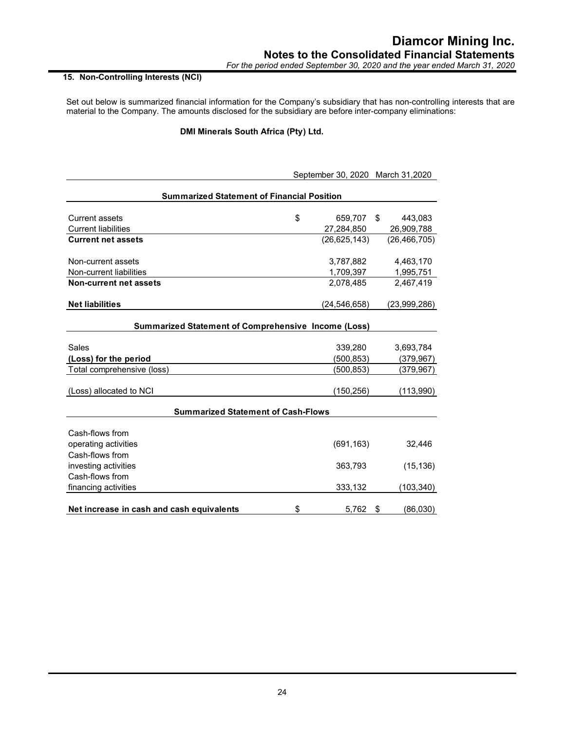## 15. Non-Controlling Interests (NCI)

Set out below is summarized financial information for the Company's subsidiary that has non-controlling interests that are material to the Company. The amounts disclosed for the subsidiary are before inter-company eliminations:

**DMI Minerals South Africa (Pty) Ltd.**

| | September 30, 2020 | March 31,2020 |
|---|---|---|
| **Summarized Statement of Financial Position** | | |
| Current assets | $ 659,707 | $ 443,083 |
| Current liabilities | 27,284,850 | 26,909,788 |
| **Current net assets** | (26,625,143) | (26,466,705) |
| Non-current assets | 3,787,882 | 4,463,170 |
| Non-current liabilities | 1,709,397 | 1,995,751 |
| **Non-current net assets** | 2,078,485 | 2,467,419 |
| **Net liabilities** | (24,546,658) | (23,999,286) |
| **Summarized Statement of Comprehensive Income (Loss)** | | |
| Sales | 339,280 | 3,693,784 |
| **(Loss) for the period** | (500,853) | (379,967) |
| Total comprehensive (loss) | (500,853) | (379,967) |
| (Loss) allocated to NCI | (150,256) | (113,990) |
| **Summarized Statement of Cash-Flows** | | |
| Cash-flows from operating activities | (691,163) | 32,446 |
| Cash-flows from investing activities | 363,793 | (15,136) |
| Cash-flows from financing activities | 333,132 | (103,340) |
| **Net increase in cash and cash equivalents** | $ 5,762 | $ (86,030) |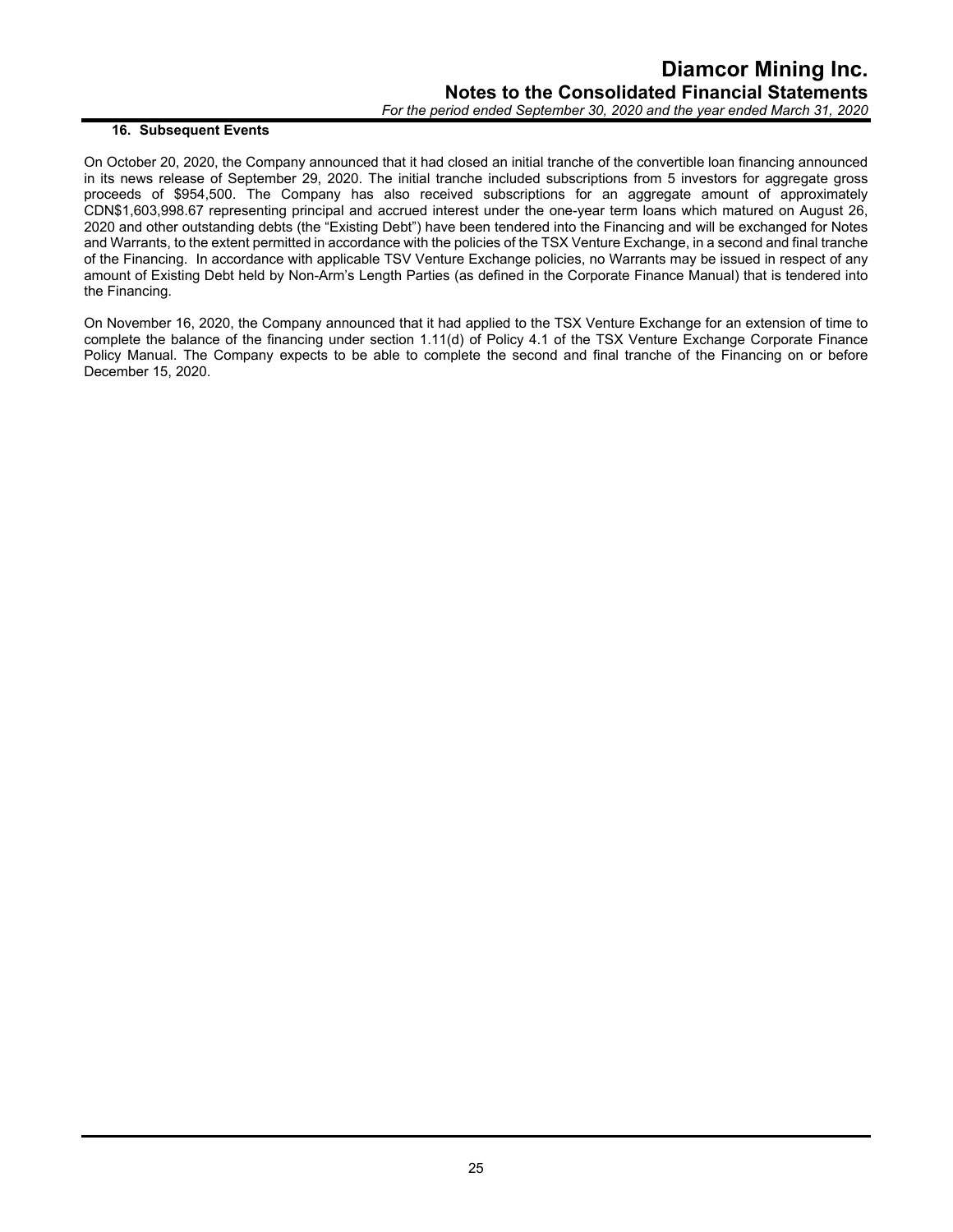### 16. Subsequent Events

On October 20, 2020, the Company announced that it had closed an initial tranche of the convertible loan financing announced in its news release of September 29, 2020. The initial tranche included subscriptions from 5 investors for aggregate gross proceeds of $954,500. The Company has also received subscriptions for an aggregate amount of approximately CDN$1,603,998.67 representing principal and accrued interest under the one-year term loans which matured on August 26, 2020 and other outstanding debts (the "Existing Debt") have been tendered into the Financing and will be exchanged for Notes and Warrants, to the extent permitted in accordance with the policies of the TSX Venture Exchange, in a second and final tranche of the Financing. In accordance with applicable TSV Venture Exchange policies, no Warrants may be issued in respect of any amount of Existing Debt held by Non-Arm's Length Parties (as defined in the Corporate Finance Manual) that is tendered into the Financing.

On November 16, 2020, the Company announced that it had applied to the TSX Venture Exchange for an extension of time to complete the balance of the financing under section 1.11(d) of Policy 4.1 of the TSX Venture Exchange Corporate Finance Policy Manual. The Company expects to be able to complete the second and final tranche of the Financing on or before December 15, 2020.